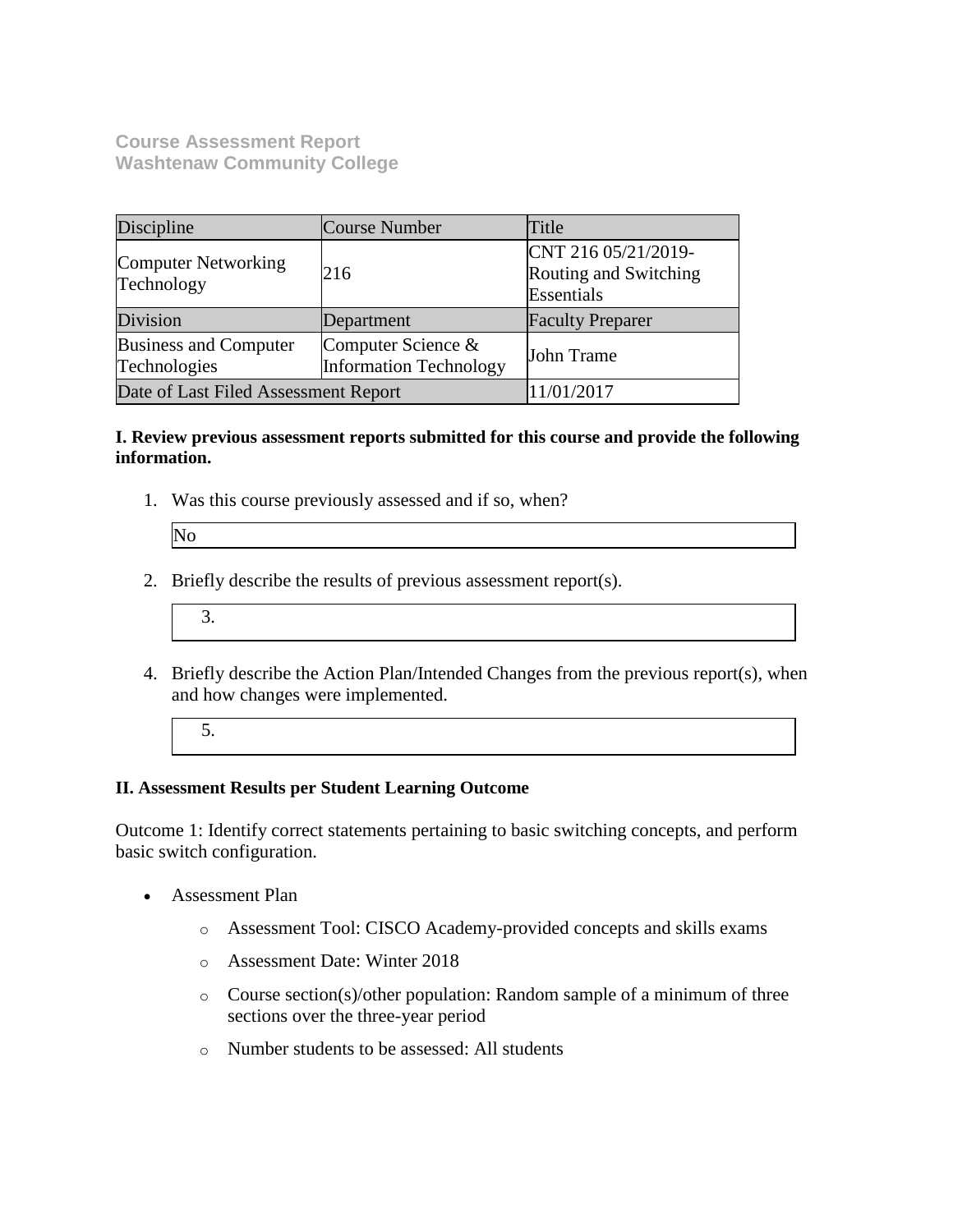**Course Assessment Report**
**Washtenaw Community College**

| Discipline | Course Number | Title |
|---|---|---|
| Computer Networking Technology | 216 | CNT 216 05/21/2019-Routing and Switching Essentials |
| Division | Department | Faculty Preparer |
| Business and Computer Technologies | Computer Science & Information Technology | John Trame |
| Date of Last Filed Assessment Report | | 11/01/2017 |

**I. Review previous assessment reports submitted for this course and provide the following information.**

1. Was this course previously assessed and if so, when?

   No

2. Briefly describe the results of previous assessment report(s).

   3.

4. Briefly describe the Action Plan/Intended Changes from the previous report(s), when and how changes were implemented.

   5.

**II. Assessment Results per Student Learning Outcome**

Outcome 1: Identify correct statements pertaining to basic switching concepts, and perform basic switch configuration.

- Assessment Plan
  - Assessment Tool: CISCO Academy-provided concepts and skills exams
  - Assessment Date: Winter 2018
  - Course section(s)/other population: Random sample of a minimum of three sections over the three-year period
  - Number students to be assessed: All students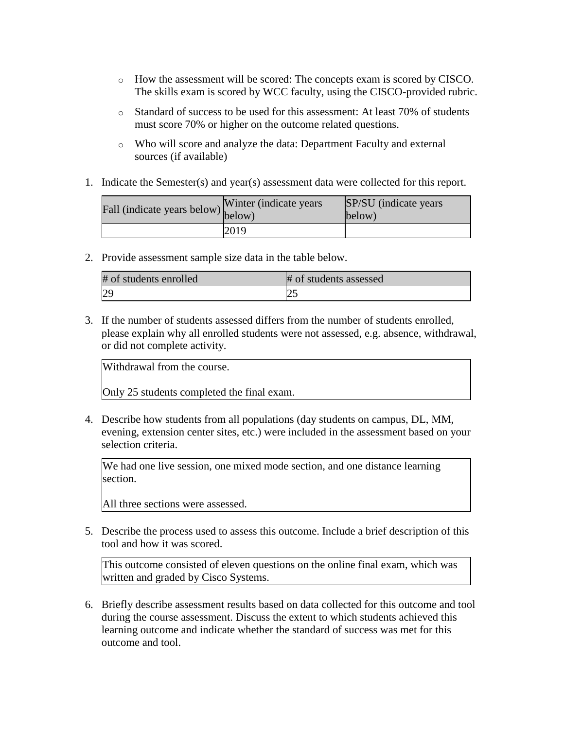- How the assessment will be scored: The concepts exam is scored by CISCO. The skills exam is scored by WCC faculty, using the CISCO-provided rubric.
- Standard of success to be used for this assessment: At least 70% of students must score 70% or higher on the outcome related questions.
- Who will score and analyze the data: Department Faculty and external sources (if available)

1. Indicate the Semester(s) and year(s) assessment data were collected for this report.

| Fall (indicate years below) | Winter (indicate years below) | SP/SU (indicate years below) |
|---|---|---|
| | 2019 | |

2. Provide assessment sample size data in the table below.

| # of students enrolled | # of students assessed |
|---|---|
| 29 | 25 |

3. If the number of students assessed differs from the number of students enrolled, please explain why all enrolled students were not assessed, e.g. absence, withdrawal, or did not complete activity.

Withdrawal from the course.

Only 25 students completed the final exam.

4. Describe how students from all populations (day students on campus, DL, MM, evening, extension center sites, etc.) were included in the assessment based on your selection criteria.

We had one live session, one mixed mode section, and one distance learning section.

All three sections were assessed.

5. Describe the process used to assess this outcome. Include a brief description of this tool and how it was scored.

This outcome consisted of eleven questions on the online final exam, which was written and graded by Cisco Systems.

6. Briefly describe assessment results based on data collected for this outcome and tool during the course assessment. Discuss the extent to which students achieved this learning outcome and indicate whether the standard of success was met for this outcome and tool.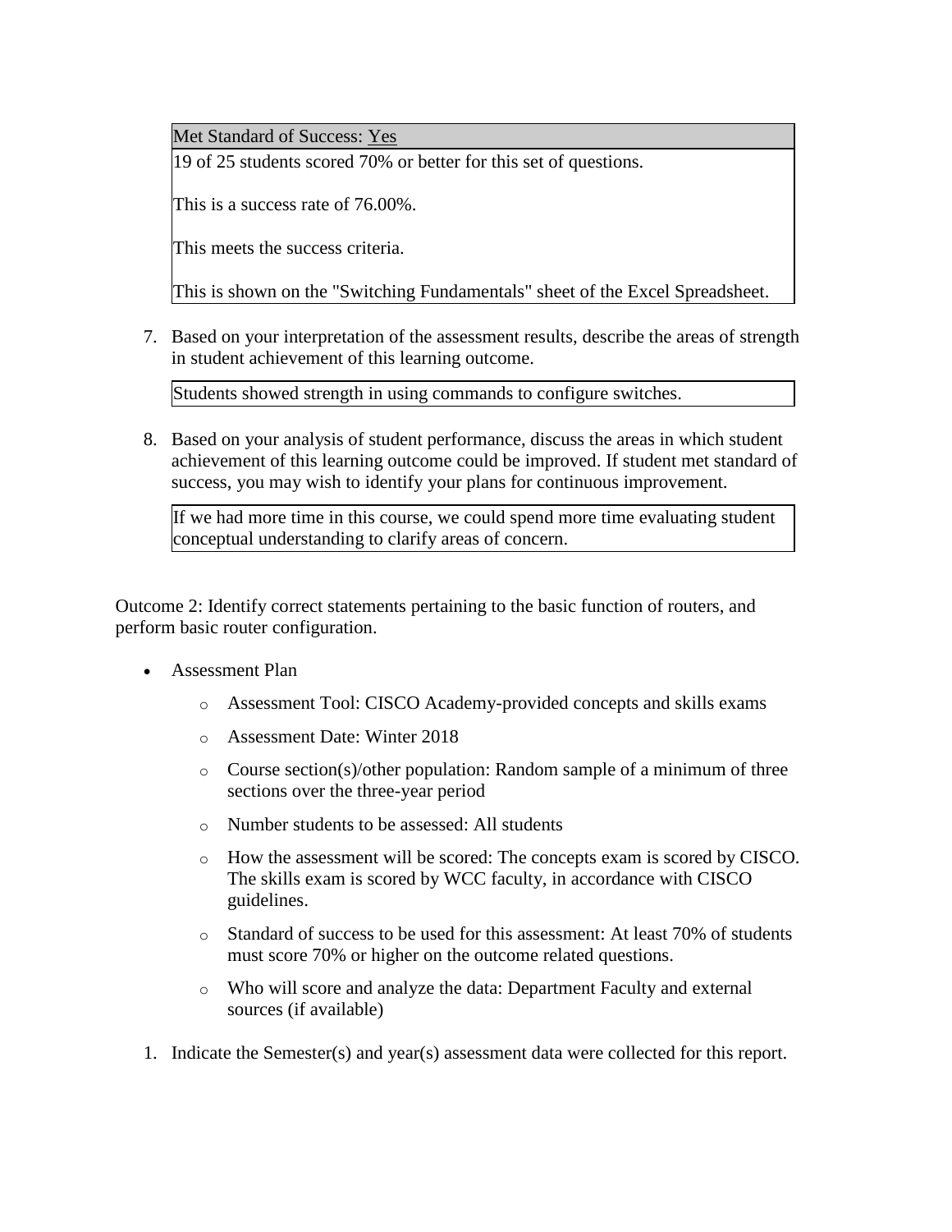| Met Standard of Success: Yes |
| --- |
| 19 of 25 students scored 70% or better for this set of questions.<br><br>This is a success rate of 76.00%.<br><br>This meets the success criteria.<br><br>This is shown on the "Switching Fundamentals" sheet of the Excel Spreadsheet. |

7. Based on your interpretation of the assessment results, describe the areas of strength in student achievement of this learning outcome.

   Students showed strength in using commands to configure switches.

8. Based on your analysis of student performance, discuss the areas in which student achievement of this learning outcome could be improved. If student met standard of success, you may wish to identify your plans for continuous improvement.

   If we had more time in this course, we could spend more time evaluating student conceptual understanding to clarify areas of concern.

Outcome 2: Identify correct statements pertaining to the basic function of routers, and perform basic router configuration.

- Assessment Plan
  - Assessment Tool: CISCO Academy-provided concepts and skills exams
  - Assessment Date: Winter 2018
  - Course section(s)/other population: Random sample of a minimum of three sections over the three-year period
  - Number students to be assessed: All students
  - How the assessment will be scored: The concepts exam is scored by CISCO. The skills exam is scored by WCC faculty, in accordance with CISCO guidelines.
  - Standard of success to be used for this assessment: At least 70% of students must score 70% or higher on the outcome related questions.
  - Who will score and analyze the data: Department Faculty and external sources (if available)

1. Indicate the Semester(s) and year(s) assessment data were collected for this report.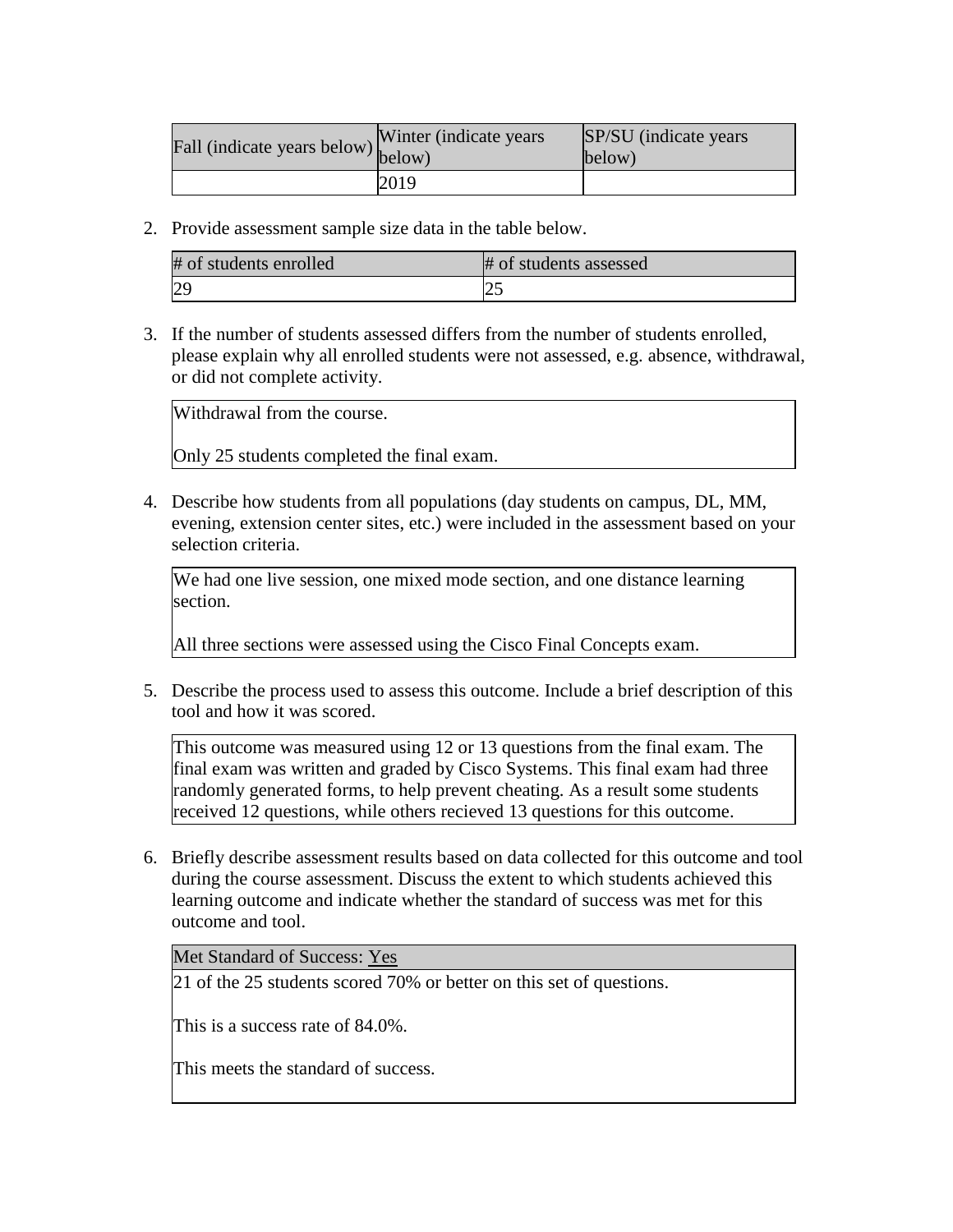| Fall (indicate years below) | Winter (indicate years below) | SP/SU (indicate years below) |
| --- | --- | --- |
| | 2019 | |

2. Provide assessment sample size data in the table below.

| # of students enrolled | # of students assessed |
| --- | --- |
| 29 | 25 |

3. If the number of students assessed differs from the number of students enrolled, please explain why all enrolled students were not assessed, e.g. absence, withdrawal, or did not complete activity.

| Withdrawal from the course.<br><br>Only 25 students completed the final exam. |
| --- |

4. Describe how students from all populations (day students on campus, DL, MM, evening, extension center sites, etc.) were included in the assessment based on your selection criteria.

| We had one live session, one mixed mode section, and one distance learning section.<br><br>All three sections were assessed using the Cisco Final Concepts exam. |
| --- |

5. Describe the process used to assess this outcome. Include a brief description of this tool and how it was scored.

| This outcome was measured using 12 or 13 questions from the final exam. The final exam was written and graded by Cisco Systems. This final exam had three randomly generated forms, to help prevent cheating. As a result some students received 12 questions, while others recieved 13 questions for this outcome. |
| --- |

6. Briefly describe assessment results based on data collected for this outcome and tool during the course assessment. Discuss the extent to which students achieved this learning outcome and indicate whether the standard of success was met for this outcome and tool.

| Met Standard of Success: Yes |
| --- |
| 21 of the 25 students scored 70% or better on this set of questions.<br><br>This is a success rate of 84.0%.<br><br>This meets the standard of success. |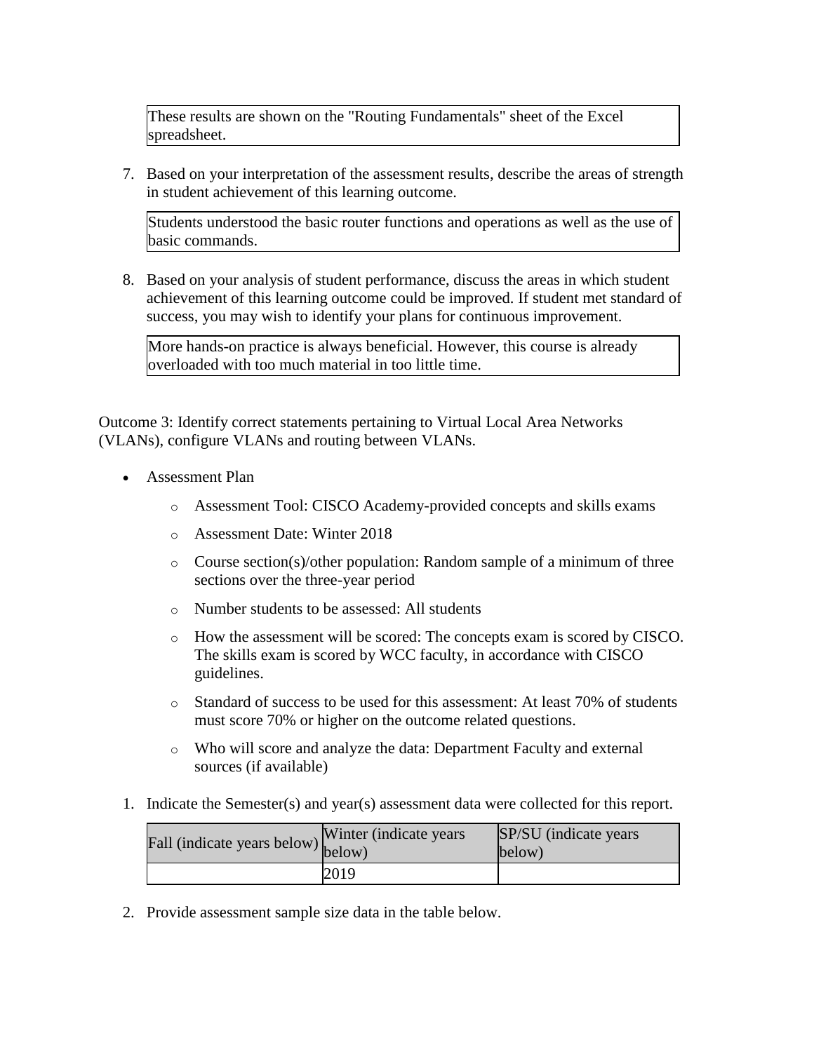These results are shown on the "Routing Fundamentals" sheet of the Excel spreadsheet.

7. Based on your interpretation of the assessment results, describe the areas of strength in student achievement of this learning outcome.

   Students understood the basic router functions and operations as well as the use of basic commands.

8. Based on your analysis of student performance, discuss the areas in which student achievement of this learning outcome could be improved. If student met standard of success, you may wish to identify your plans for continuous improvement.

   More hands-on practice is always beneficial. However, this course is already overloaded with too much material in too little time.

Outcome 3: Identify correct statements pertaining to Virtual Local Area Networks (VLANs), configure VLANs and routing between VLANs.

- Assessment Plan
  - Assessment Tool: CISCO Academy-provided concepts and skills exams
  - Assessment Date: Winter 2018
  - Course section(s)/other population: Random sample of a minimum of three sections over the three-year period
  - Number students to be assessed: All students
  - How the assessment will be scored: The concepts exam is scored by CISCO. The skills exam is scored by WCC faculty, in accordance with CISCO guidelines.
  - Standard of success to be used for this assessment: At least 70% of students must score 70% or higher on the outcome related questions.
  - Who will score and analyze the data: Department Faculty and external sources (if available)

1. Indicate the Semester(s) and year(s) assessment data were collected for this report.

| Fall (indicate years below) | Winter (indicate years below) | SP/SU (indicate years below) |
|---|---|---|
| | 2019 | |

2. Provide assessment sample size data in the table below.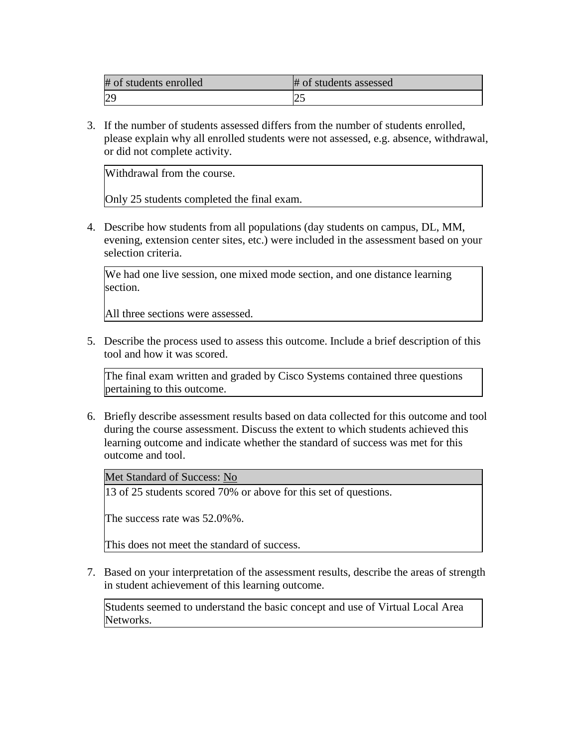| # of students enrolled | # of students assessed |
|---|---|
| 29 | 25 |

3. If the number of students assessed differs from the number of students enrolled, please explain why all enrolled students were not assessed, e.g. absence, withdrawal, or did not complete activity.

| Withdrawal from the course.<br><br>Only 25 students completed the final exam. |
|---|

4. Describe how students from all populations (day students on campus, DL, MM, evening, extension center sites, etc.) were included in the assessment based on your selection criteria.

| We had one live session, one mixed mode section, and one distance learning section.<br><br>All three sections were assessed. |
|---|

5. Describe the process used to assess this outcome. Include a brief description of this tool and how it was scored.

| The final exam written and graded by Cisco Systems contained three questions pertaining to this outcome. |
|---|

6. Briefly describe assessment results based on data collected for this outcome and tool during the course assessment. Discuss the extent to which students achieved this learning outcome and indicate whether the standard of success was met for this outcome and tool.

| Met Standard of Success: No |
|---|
| 13 of 25 students scored 70% or above for this set of questions.<br><br>The success rate was 52.0%%.<br><br>This does not meet the standard of success. |

7. Based on your interpretation of the assessment results, describe the areas of strength in student achievement of this learning outcome.

| Students seemed to understand the basic concept and use of Virtual Local Area Networks. |
|---|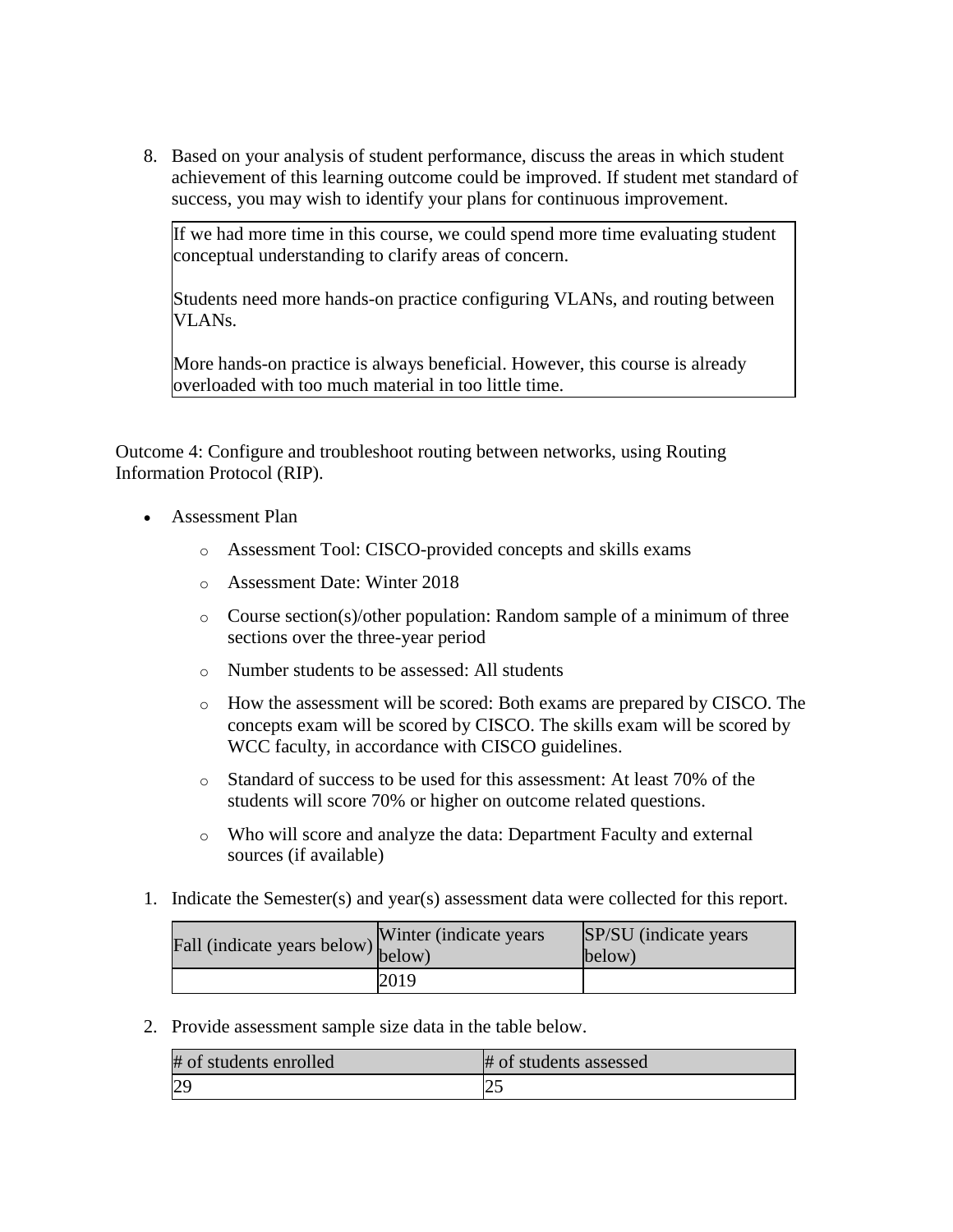8. Based on your analysis of student performance, discuss the areas in which student achievement of this learning outcome could be improved. If student met standard of success, you may wish to identify your plans for continuous improvement.

| If we had more time in this course, we could spend more time evaluating student conceptual understanding to clarify areas of concern.<br><br>Students need more hands-on practice configuring VLANs, and routing between VLANs.<br><br>More hands-on practice is always beneficial. However, this course is already overloaded with too much material in too little time. |
|---|

Outcome 4: Configure and troubleshoot routing between networks, using Routing Information Protocol (RIP).

- Assessment Plan
    - Assessment Tool: CISCO-provided concepts and skills exams
    - Assessment Date: Winter 2018
    - Course section(s)/other population: Random sample of a minimum of three sections over the three-year period
    - Number students to be assessed: All students
    - How the assessment will be scored: Both exams are prepared by CISCO. The concepts exam will be scored by CISCO. The skills exam will be scored by WCC faculty, in accordance with CISCO guidelines.
    - Standard of success to be used for this assessment: At least 70% of the students will score 70% or higher on outcome related questions.
    - Who will score and analyze the data: Department Faculty and external sources (if available)

1. Indicate the Semester(s) and year(s) assessment data were collected for this report.

| Fall (indicate years below) | Winter (indicate years below) | SP/SU (indicate years below) |
|---|---|---|
| | 2019 | |

2. Provide assessment sample size data in the table below.

| # of students enrolled | # of students assessed |
|---|---|
| 29 | 25 |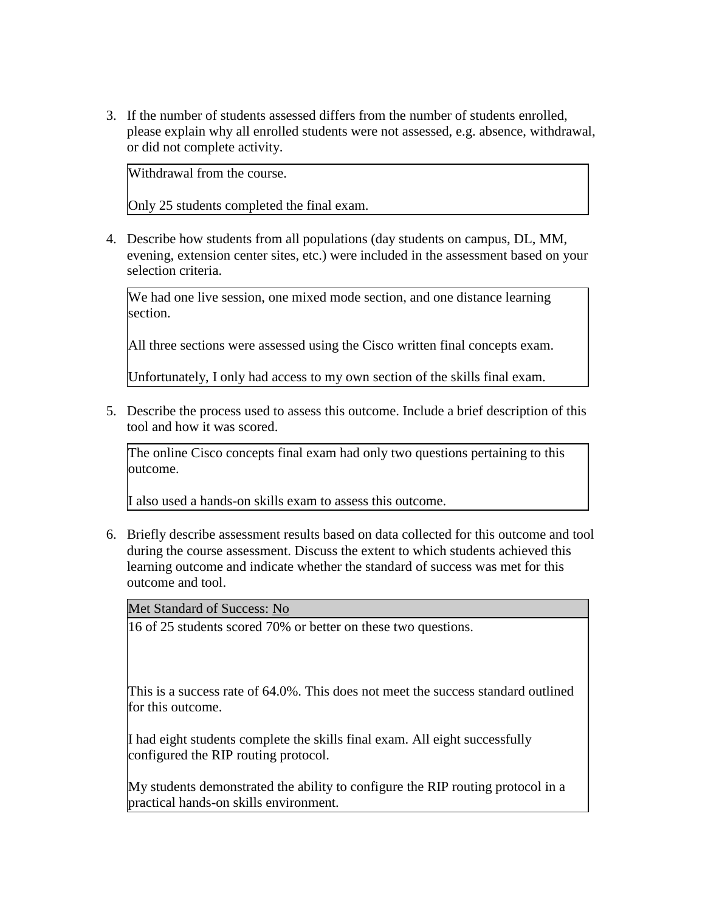3. If the number of students assessed differs from the number of students enrolled, please explain why all enrolled students were not assessed, e.g. absence, withdrawal, or did not complete activity.

| Withdrawal from the course.<br><br>Only 25 students completed the final exam. |
|---|

4. Describe how students from all populations (day students on campus, DL, MM, evening, extension center sites, etc.) were included in the assessment based on your selection criteria.

| We had one live session, one mixed mode section, and one distance learning section.<br><br>All three sections were assessed using the Cisco written final concepts exam.<br><br>Unfortunately, I only had access to my own section of the skills final exam. |
|---|

5. Describe the process used to assess this outcome. Include a brief description of this tool and how it was scored.

| The online Cisco concepts final exam had only two questions pertaining to this outcome.<br><br>I also used a hands-on skills exam to assess this outcome. |
|---|

6. Briefly describe assessment results based on data collected for this outcome and tool during the course assessment. Discuss the extent to which students achieved this learning outcome and indicate whether the standard of success was met for this outcome and tool.

| Met Standard of Success: No |
|---|
| 16 of 25 students scored 70% or better on these two questions.<br><br>This is a success rate of 64.0%. This does not meet the success standard outlined for this outcome.<br><br>I had eight students complete the skills final exam. All eight successfully configured the RIP routing protocol.<br><br>My students demonstrated the ability to configure the RIP routing protocol in a practical hands-on skills environment. |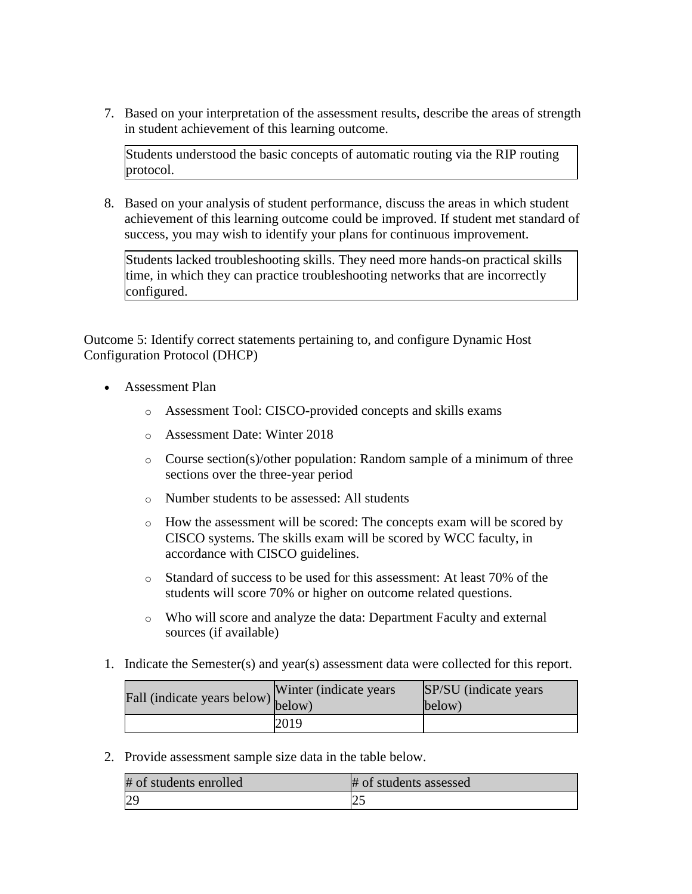7. Based on your interpretation of the assessment results, describe the areas of strength in student achievement of this learning outcome.

| Students understood the basic concepts of automatic routing via the RIP routing protocol. |
|---|

8. Based on your analysis of student performance, discuss the areas in which student achievement of this learning outcome could be improved. If student met standard of success, you may wish to identify your plans for continuous improvement.

| Students lacked troubleshooting skills. They need more hands-on practical skills time, in which they can practice troubleshooting networks that are incorrectly configured. |
|---|

Outcome 5: Identify correct statements pertaining to, and configure Dynamic Host Configuration Protocol (DHCP)

- Assessment Plan
  - Assessment Tool: CISCO-provided concepts and skills exams
  - Assessment Date: Winter 2018
  - Course section(s)/other population: Random sample of a minimum of three sections over the three-year period
  - Number students to be assessed: All students
  - How the assessment will be scored: The concepts exam will be scored by CISCO systems. The skills exam will be scored by WCC faculty, in accordance with CISCO guidelines.
  - Standard of success to be used for this assessment: At least 70% of the students will score 70% or higher on outcome related questions.
  - Who will score and analyze the data: Department Faculty and external sources (if available)

1. Indicate the Semester(s) and year(s) assessment data were collected for this report.

| Fall (indicate years below) | Winter (indicate years below) | SP/SU (indicate years below) |
|---|---|---|
| | 2019 | |

2. Provide assessment sample size data in the table below.

| # of students enrolled | # of students assessed |
|---|---|
| 29 | 25 |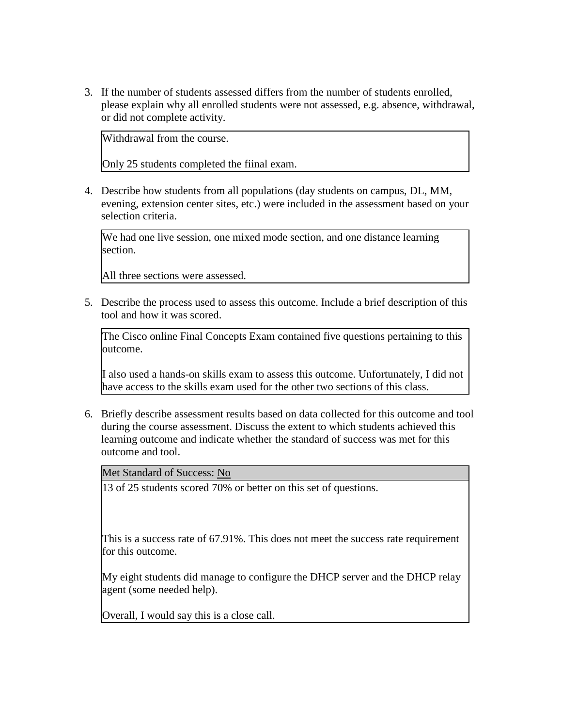3. If the number of students assessed differs from the number of students enrolled, please explain why all enrolled students were not assessed, e.g. absence, withdrawal, or did not complete activity.

| Withdrawal from the course.<br><br>Only 25 students completed the fiinal exam. |
|---|

4. Describe how students from all populations (day students on campus, DL, MM, evening, extension center sites, etc.) were included in the assessment based on your selection criteria.

| We had one live session, one mixed mode section, and one distance learning section.<br><br>All three sections were assessed. |
|---|

5. Describe the process used to assess this outcome. Include a brief description of this tool and how it was scored.

| The Cisco online Final Concepts Exam contained five questions pertaining to this outcome.<br><br>I also used a hands-on skills exam to assess this outcome. Unfortunately, I did not have access to the skills exam used for the other two sections of this class. |
|---|

6. Briefly describe assessment results based on data collected for this outcome and tool during the course assessment. Discuss the extent to which students achieved this learning outcome and indicate whether the standard of success was met for this outcome and tool.

| Met Standard of Success: No |
|---|
| 13 of 25 students scored 70% or better on this set of questions.<br><br>This is a success rate of 67.91%. This does not meet the success rate requirement for this outcome.<br><br>My eight students did manage to configure the DHCP server and the DHCP relay agent (some needed help).<br><br>Overall, I would say this is a close call. |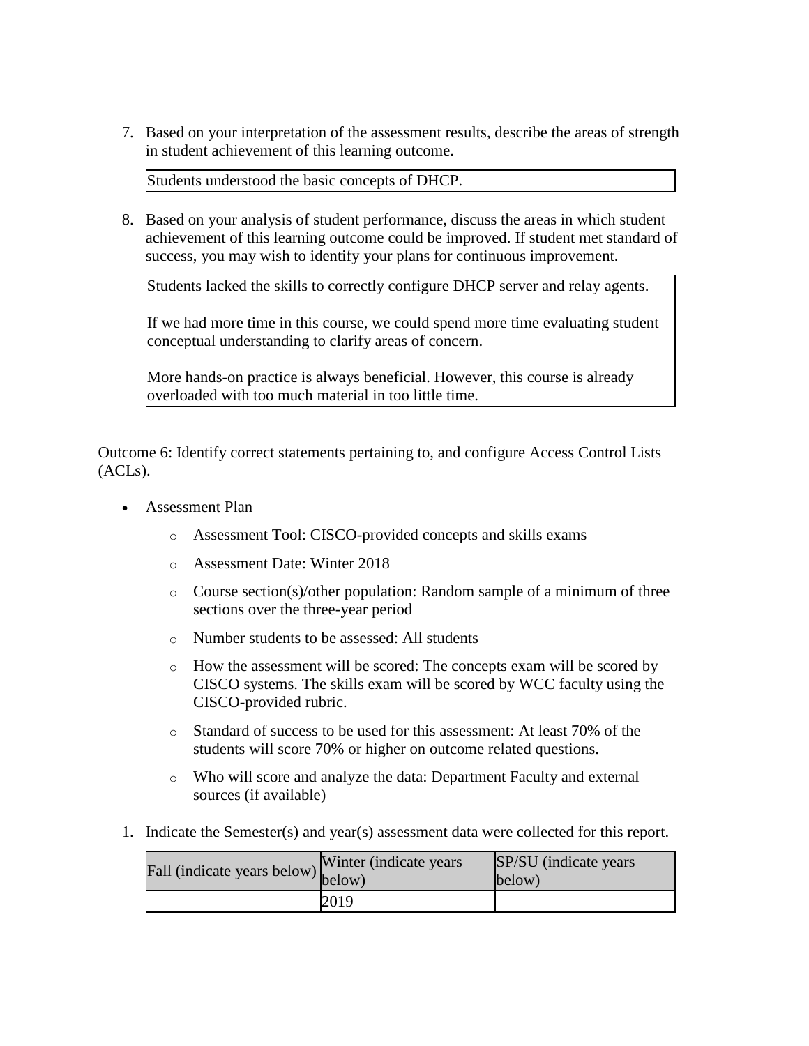7. Based on your interpretation of the assessment results, describe the areas of strength in student achievement of this learning outcome.

| Students understood the basic concepts of DHCP. |
| --- |

8. Based on your analysis of student performance, discuss the areas in which student achievement of this learning outcome could be improved. If student met standard of success, you may wish to identify your plans for continuous improvement.

| Students lacked the skills to correctly configure DHCP server and relay agents.<br><br>If we had more time in this course, we could spend more time evaluating student conceptual understanding to clarify areas of concern.<br><br>More hands-on practice is always beneficial. However, this course is already overloaded with too much material in too little time. |
| --- |

Outcome 6: Identify correct statements pertaining to, and configure Access Control Lists (ACLs).

- Assessment Plan
  - Assessment Tool: CISCO-provided concepts and skills exams
  - Assessment Date: Winter 2018
  - Course section(s)/other population: Random sample of a minimum of three sections over the three-year period
  - Number students to be assessed: All students
  - How the assessment will be scored: The concepts exam will be scored by CISCO systems. The skills exam will be scored by WCC faculty using the CISCO-provided rubric.
  - Standard of success to be used for this assessment: At least 70% of the students will score 70% or higher on outcome related questions.
  - Who will score and analyze the data: Department Faculty and external sources (if available)

1. Indicate the Semester(s) and year(s) assessment data were collected for this report.

| Fall (indicate years below) | Winter (indicate years below) | SP/SU (indicate years below) |
| --- | --- | --- |
| | 2019 | |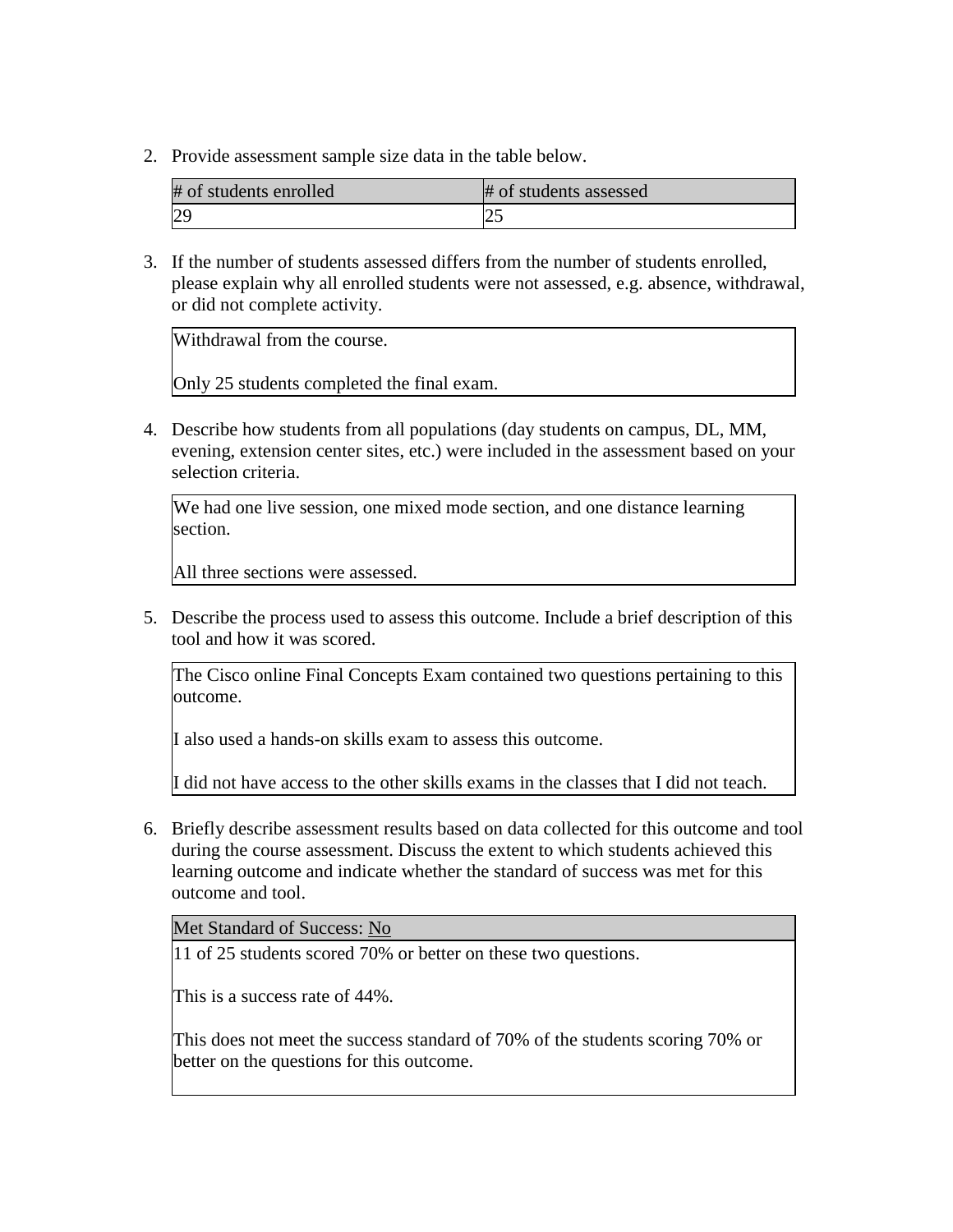2. Provide assessment sample size data in the table below.

| # of students enrolled | # of students assessed |
|---|---|
| 29 | 25 |

3. If the number of students assessed differs from the number of students enrolled, please explain why all enrolled students were not assessed, e.g. absence, withdrawal, or did not complete activity.

| Withdrawal from the course.<br><br>Only 25 students completed the final exam. |
|---|

4. Describe how students from all populations (day students on campus, DL, MM, evening, extension center sites, etc.) were included in the assessment based on your selection criteria.

| We had one live session, one mixed mode section, and one distance learning section.<br><br>All three sections were assessed. |
|---|

5. Describe the process used to assess this outcome. Include a brief description of this tool and how it was scored.

| The Cisco online Final Concepts Exam contained two questions pertaining to this outcome.<br><br>I also used a hands-on skills exam to assess this outcome.<br><br>I did not have access to the other skills exams in the classes that I did not teach. |
|---|

6. Briefly describe assessment results based on data collected for this outcome and tool during the course assessment. Discuss the extent to which students achieved this learning outcome and indicate whether the standard of success was met for this outcome and tool.

| Met Standard of Success: No |
|---|
| 11 of 25 students scored 70% or better on these two questions.<br><br>This is a success rate of 44%.<br><br>This does not meet the success standard of 70% of the students scoring 70% or better on the questions for this outcome. |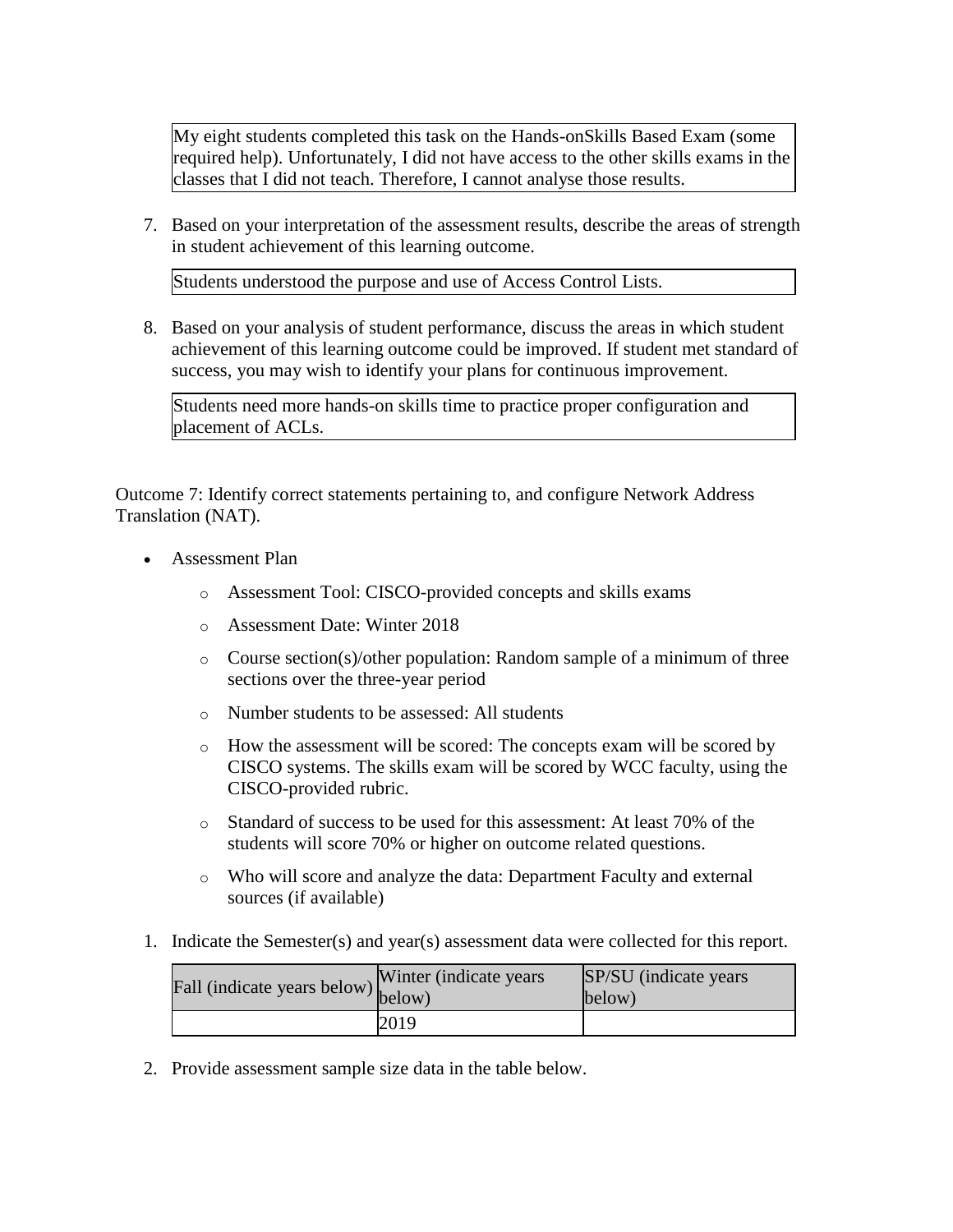My eight students completed this task on the Hands-onSkills Based Exam (some required help). Unfortunately, I did not have access to the other skills exams in the classes that I did not teach. Therefore, I cannot analyse those results.

7. Based on your interpretation of the assessment results, describe the areas of strength in student achievement of this learning outcome.

Students understood the purpose and use of Access Control Lists.

8. Based on your analysis of student performance, discuss the areas in which student achievement of this learning outcome could be improved. If student met standard of success, you may wish to identify your plans for continuous improvement.

Students need more hands-on skills time to practice proper configuration and placement of ACLs.

Outcome 7: Identify correct statements pertaining to, and configure Network Address Translation (NAT).

- Assessment Plan
    - Assessment Tool: CISCO-provided concepts and skills exams
    - Assessment Date: Winter 2018
    - Course section(s)/other population: Random sample of a minimum of three sections over the three-year period
    - Number students to be assessed: All students
    - How the assessment will be scored: The concepts exam will be scored by CISCO systems. The skills exam will be scored by WCC faculty, using the CISCO-provided rubric.
    - Standard of success to be used for this assessment: At least 70% of the students will score 70% or higher on outcome related questions.
    - Who will score and analyze the data: Department Faculty and external sources (if available)

1. Indicate the Semester(s) and year(s) assessment data were collected for this report.

| Fall (indicate years below) | Winter (indicate years below) | SP/SU (indicate years below) |
|---|---|---|
| | 2019 | |

2. Provide assessment sample size data in the table below.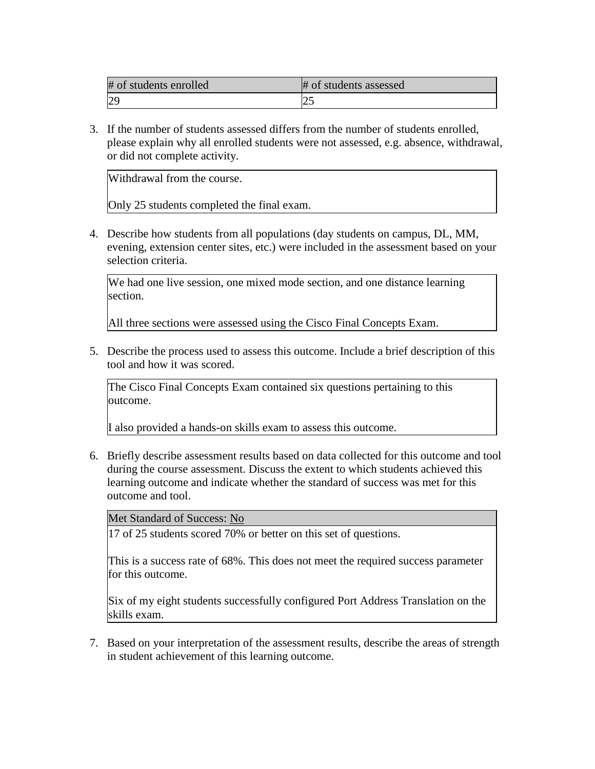| # of students enrolled | # of students assessed |
| --- | --- |
| 29 | 25 |

3. If the number of students assessed differs from the number of students enrolled, please explain why all enrolled students were not assessed, e.g. absence, withdrawal, or did not complete activity.

| Withdrawal from the course.<br><br>Only 25 students completed the final exam. |
| --- |

4. Describe how students from all populations (day students on campus, DL, MM, evening, extension center sites, etc.) were included in the assessment based on your selection criteria.

| We had one live session, one mixed mode section, and one distance learning section.<br><br>All three sections were assessed using the Cisco Final Concepts Exam. |
| --- |

5. Describe the process used to assess this outcome. Include a brief description of this tool and how it was scored.

| The Cisco Final Concepts Exam contained six questions pertaining to this outcome.<br><br>I also provided a hands-on skills exam to assess this outcome. |
| --- |

6. Briefly describe assessment results based on data collected for this outcome and tool during the course assessment. Discuss the extent to which students achieved this learning outcome and indicate whether the standard of success was met for this outcome and tool.

| Met Standard of Success: No |
| --- |
| 17 of 25 students scored 70% or better on this set of questions.<br><br>This is a success rate of 68%. This does not meet the required success parameter for this outcome.<br><br>Six of my eight students successfully configured Port Address Translation on the skills exam. |

7. Based on your interpretation of the assessment results, describe the areas of strength in student achievement of this learning outcome.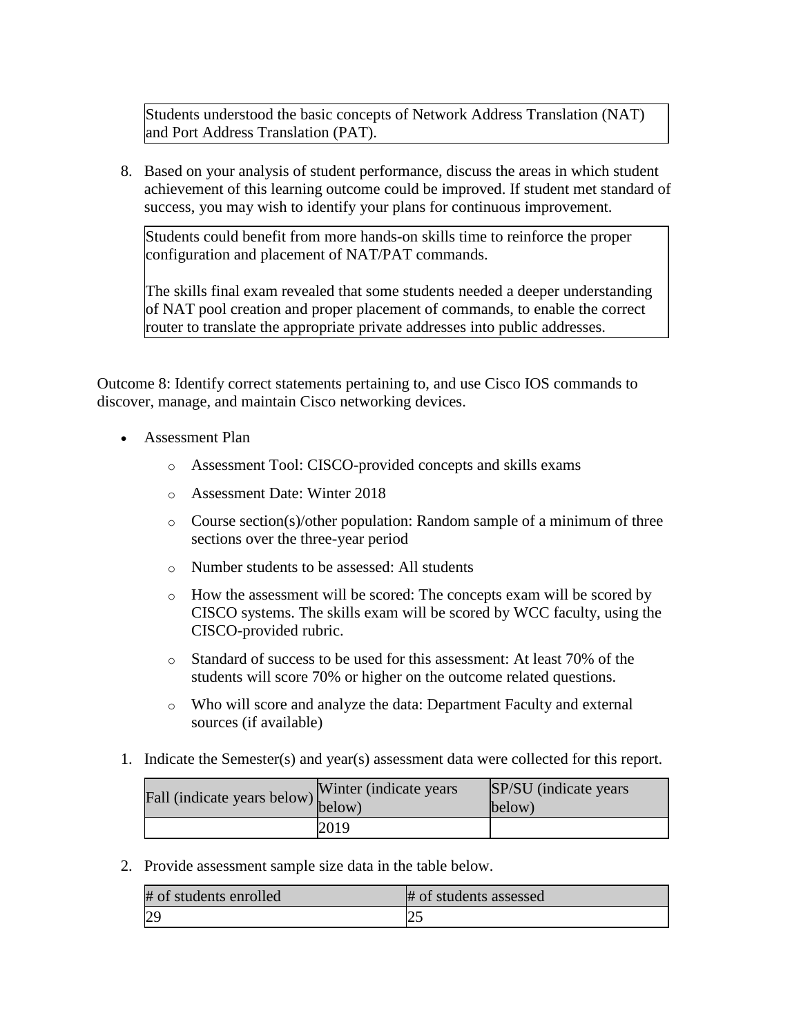Students understood the basic concepts of Network Address Translation (NAT) and Port Address Translation (PAT).

8. Based on your analysis of student performance, discuss the areas in which student achievement of this learning outcome could be improved. If student met standard of success, you may wish to identify your plans for continuous improvement.

Students could benefit from more hands-on skills time to reinforce the proper configuration and placement of NAT/PAT commands.

The skills final exam revealed that some students needed a deeper understanding of NAT pool creation and proper placement of commands, to enable the correct router to translate the appropriate private addresses into public addresses.

Outcome 8: Identify correct statements pertaining to, and use Cisco IOS commands to discover, manage, and maintain Cisco networking devices.

- Assessment Plan
  - Assessment Tool: CISCO-provided concepts and skills exams
  - Assessment Date: Winter 2018
  - Course section(s)/other population: Random sample of a minimum of three sections over the three-year period
  - Number students to be assessed: All students
  - How the assessment will be scored: The concepts exam will be scored by CISCO systems. The skills exam will be scored by WCC faculty, using the CISCO-provided rubric.
  - Standard of success to be used for this assessment: At least 70% of the students will score 70% or higher on the outcome related questions.
  - Who will score and analyze the data: Department Faculty and external sources (if available)

1. Indicate the Semester(s) and year(s) assessment data were collected for this report.

| Fall (indicate years below) | Winter (indicate years below) | SP/SU (indicate years below) |
|---|---|---|
| | 2019 | |

2. Provide assessment sample size data in the table below.

| # of students enrolled | # of students assessed |
|---|---|
| 29 | 25 |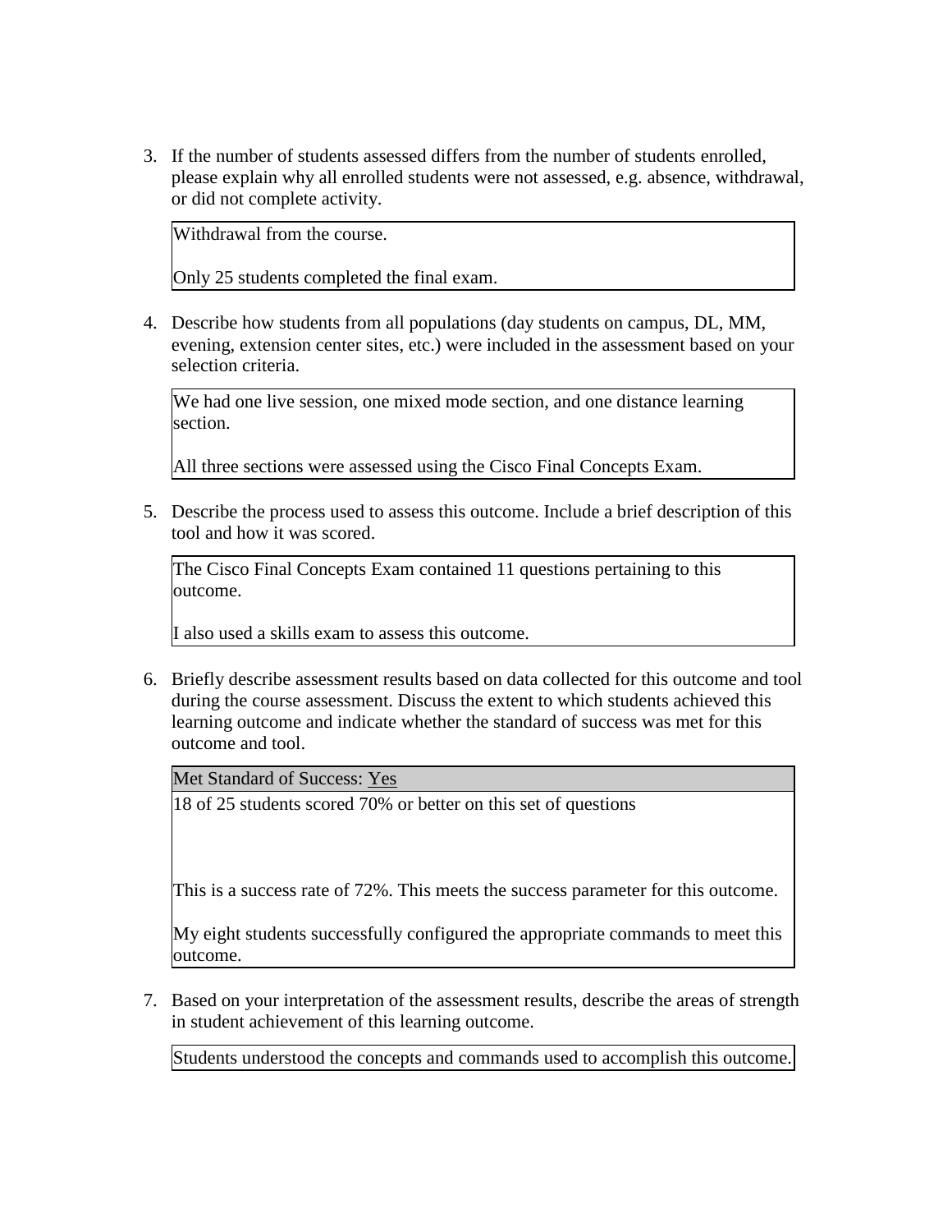3. If the number of students assessed differs from the number of students enrolled, please explain why all enrolled students were not assessed, e.g. absence, withdrawal, or did not complete activity.

| Withdrawal from the course.<br><br>Only 25 students completed the final exam. |
|---|

4. Describe how students from all populations (day students on campus, DL, MM, evening, extension center sites, etc.) were included in the assessment based on your selection criteria.

| We had one live session, one mixed mode section, and one distance learning section.<br><br>All three sections were assessed using the Cisco Final Concepts Exam. |
|---|

5. Describe the process used to assess this outcome. Include a brief description of this tool and how it was scored.

| The Cisco Final Concepts Exam contained 11 questions pertaining to this outcome.<br><br>I also used a skills exam to assess this outcome. |
|---|

6. Briefly describe assessment results based on data collected for this outcome and tool during the course assessment. Discuss the extent to which students achieved this learning outcome and indicate whether the standard of success was met for this outcome and tool.

| Met Standard of Success: Yes |
|---|
| 18 of 25 students scored 70% or better on this set of questions<br><br>This is a success rate of 72%. This meets the success parameter for this outcome.<br><br>My eight students successfully configured the appropriate commands to meet this outcome. |

7. Based on your interpretation of the assessment results, describe the areas of strength in student achievement of this learning outcome.

| Students understood the concepts and commands used to accomplish this outcome. |
|---|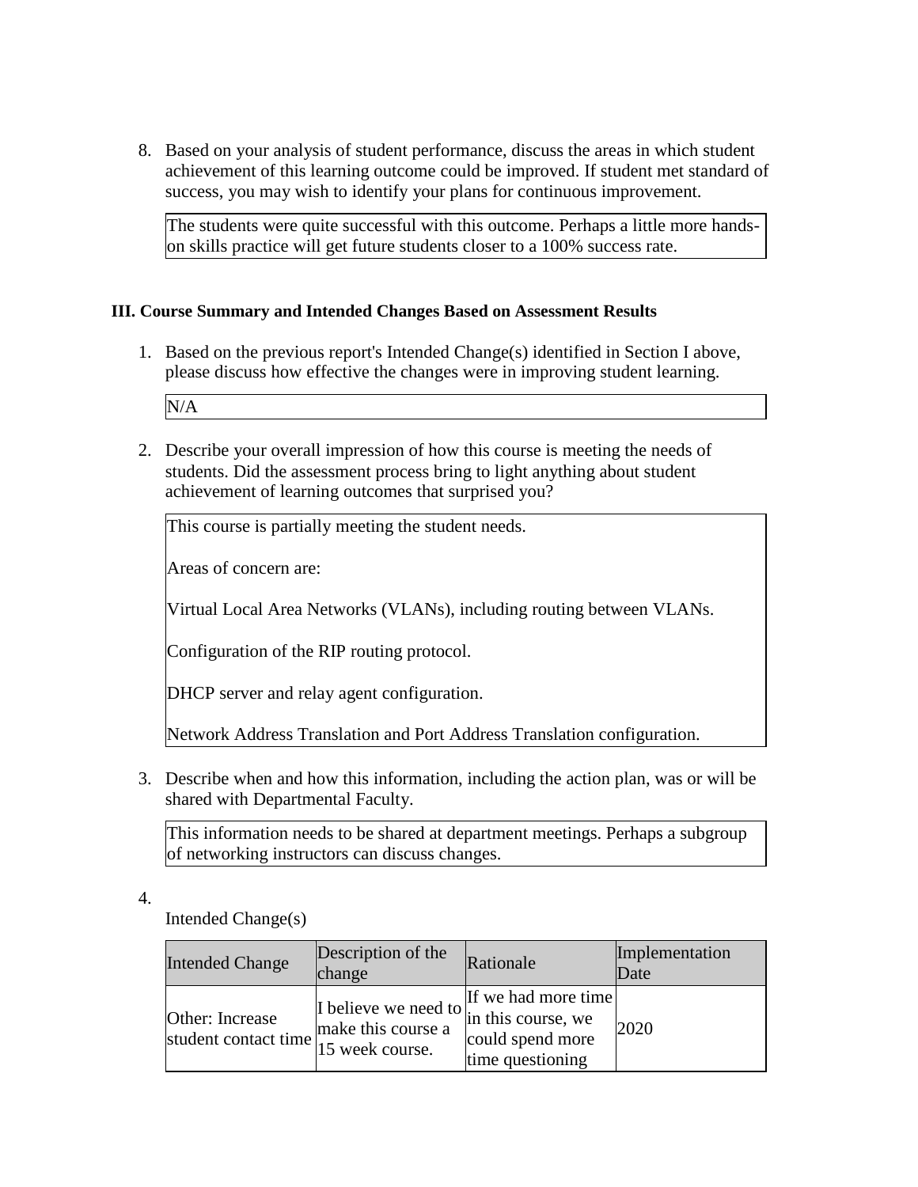8. Based on your analysis of student performance, discuss the areas in which student achievement of this learning outcome could be improved. If student met standard of success, you may wish to identify your plans for continuous improvement.

   The students were quite successful with this outcome. Perhaps a little more hands-on skills practice will get future students closer to a 100% success rate.

**III. Course Summary and Intended Changes Based on Assessment Results**

1. Based on the previous report's Intended Change(s) identified in Section I above, please discuss how effective the changes were in improving student learning.

   N/A

2. Describe your overall impression of how this course is meeting the needs of students. Did the assessment process bring to light anything about student achievement of learning outcomes that surprised you?

   This course is partially meeting the student needs.

   Areas of concern are:

   Virtual Local Area Networks (VLANs), including routing between VLANs.

   Configuration of the RIP routing protocol.

   DHCP server and relay agent configuration.

   Network Address Translation and Port Address Translation configuration.

3. Describe when and how this information, including the action plan, was or will be shared with Departmental Faculty.

   This information needs to be shared at department meetings. Perhaps a subgroup of networking instructors can discuss changes.

4. Intended Change(s)

| Intended Change | Description of the change | Rationale | Implementation Date |
|---|---|---|---|
| Other: Increase student contact time | I believe we need to make this course a 15 week course. | If we had more time in this course, we could spend more time questioning | 2020 |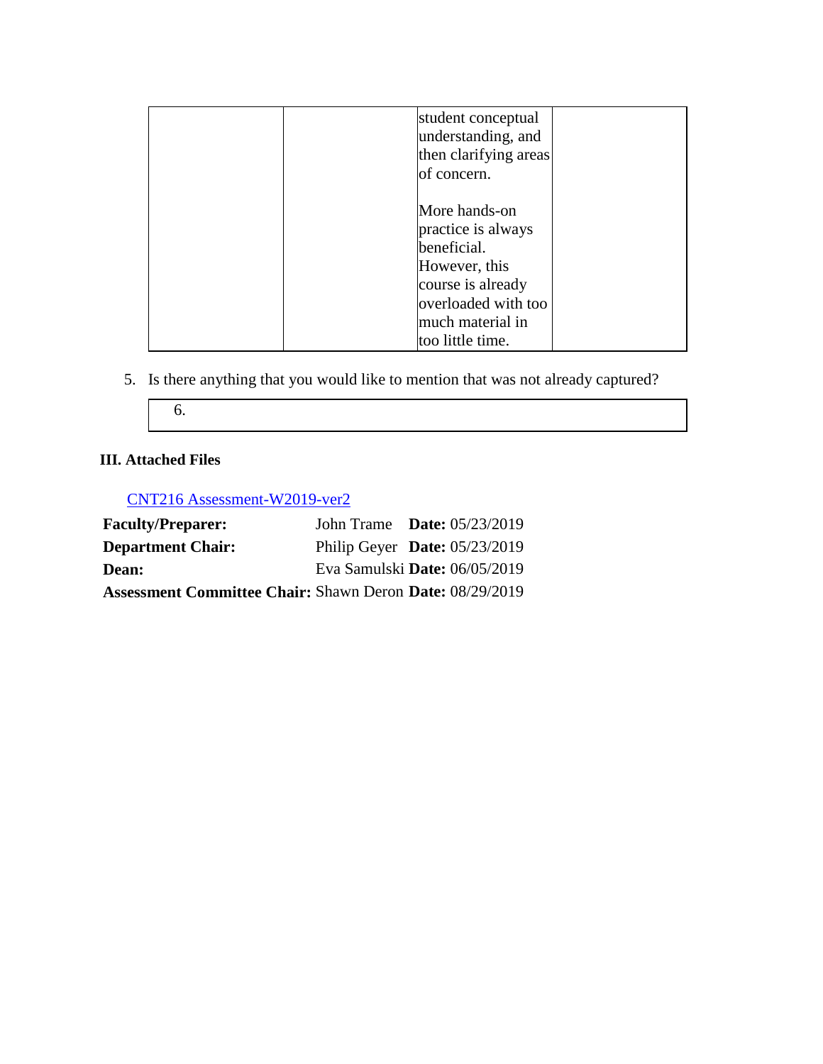| | | student conceptual understanding, and then clarifying areas of concern.<br><br>More hands-on practice is always beneficial. However, this course is already overloaded with too much material in too little time. | |
|---|---|---|---|

5. Is there anything that you would like to mention that was not already captured?

| 6. |
|---|

### III. Attached Files

CNT216 Assessment-W2019-ver2

**Faculty/Preparer:** John Trame **Date:** 05/23/2019
**Department Chair:** Philip Geyer **Date:** 05/23/2019
**Dean:** Eva Samulski **Date:** 06/05/2019
**Assessment Committee Chair:** Shawn Deron **Date:** 08/29/2019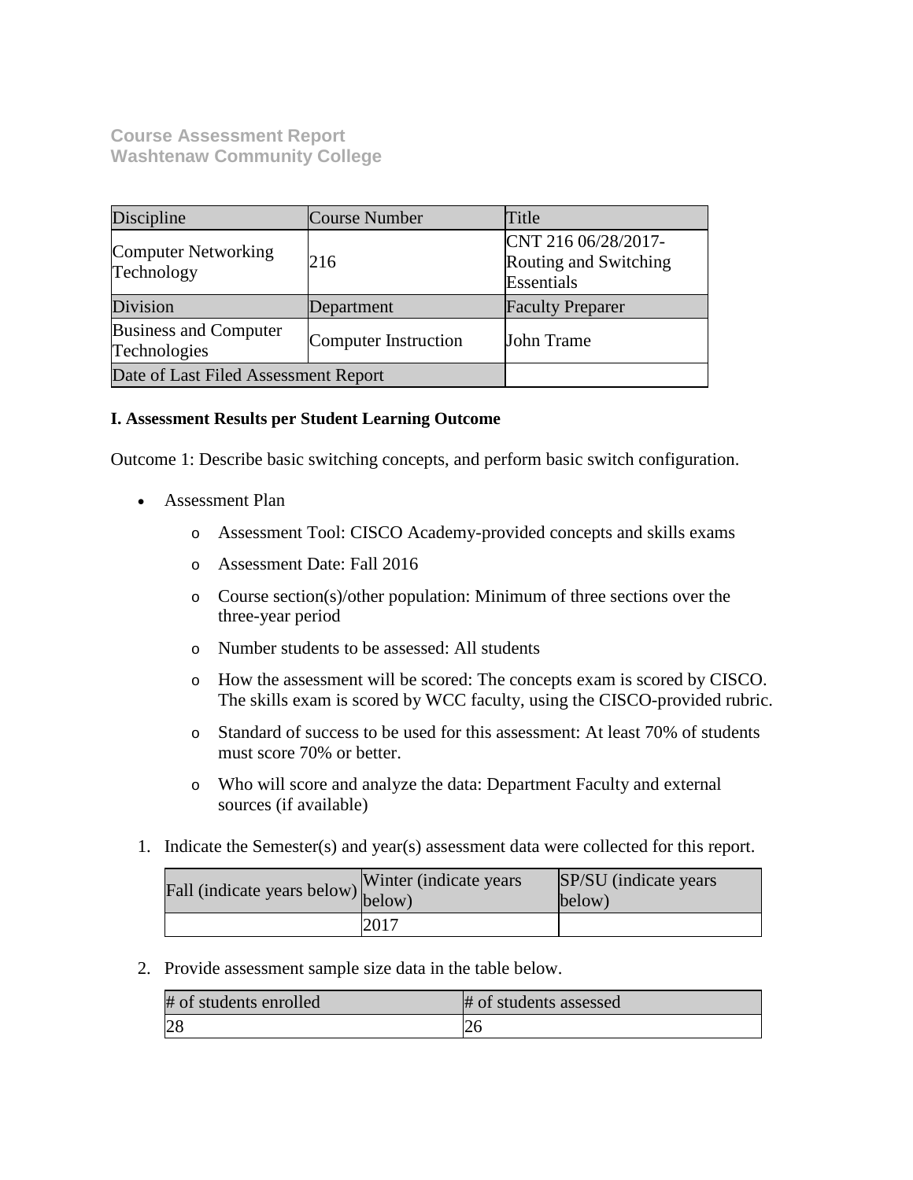**Course Assessment Report**
**Washtenaw Community College**

| Discipline | Course Number | Title |
|---|---|---|
| Computer Networking Technology | 216 | CNT 216 06/28/2017-Routing and Switching Essentials |
| Division | Department | Faculty Preparer |
| Business and Computer Technologies | Computer Instruction | John Trame |
| Date of Last Filed Assessment Report | | |

**I. Assessment Results per Student Learning Outcome**

Outcome 1: Describe basic switching concepts, and perform basic switch configuration.

- Assessment Plan
  - Assessment Tool: CISCO Academy-provided concepts and skills exams
  - Assessment Date: Fall 2016
  - Course section(s)/other population: Minimum of three sections over the three-year period
  - Number students to be assessed: All students
  - How the assessment will be scored: The concepts exam is scored by CISCO. The skills exam is scored by WCC faculty, using the CISCO-provided rubric.
  - Standard of success to be used for this assessment: At least 70% of students must score 70% or better.
  - Who will score and analyze the data: Department Faculty and external sources (if available)

1. Indicate the Semester(s) and year(s) assessment data were collected for this report.

| Fall (indicate years below) | Winter (indicate years below) | SP/SU (indicate years below) |
|---|---|---|
| | 2017 | |

2. Provide assessment sample size data in the table below.

| # of students enrolled | # of students assessed |
|---|---|
| 28 | 26 |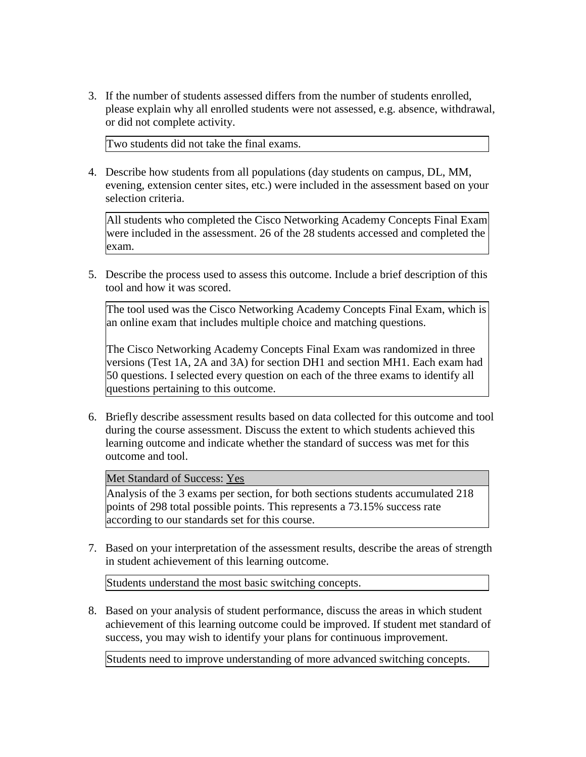3. If the number of students assessed differs from the number of students enrolled, please explain why all enrolled students were not assessed, e.g. absence, withdrawal, or did not complete activity.

   Two students did not take the final exams.

4. Describe how students from all populations (day students on campus, DL, MM, evening, extension center sites, etc.) were included in the assessment based on your selection criteria.

   All students who completed the Cisco Networking Academy Concepts Final Exam were included in the assessment. 26 of the 28 students accessed and completed the exam.

5. Describe the process used to assess this outcome. Include a brief description of this tool and how it was scored.

   The tool used was the Cisco Networking Academy Concepts Final Exam, which is an online exam that includes multiple choice and matching questions.

   The Cisco Networking Academy Concepts Final Exam was randomized in three versions (Test 1A, 2A and 3A) for section DH1 and section MH1. Each exam had 50 questions. I selected every question on each of the three exams to identify all questions pertaining to this outcome.

6. Briefly describe assessment results based on data collected for this outcome and tool during the course assessment. Discuss the extent to which students achieved this learning outcome and indicate whether the standard of success was met for this outcome and tool.

   Met Standard of Success: Yes

   Analysis of the 3 exams per section, for both sections students accumulated 218 points of 298 total possible points. This represents a 73.15% success rate according to our standards set for this course.

7. Based on your interpretation of the assessment results, describe the areas of strength in student achievement of this learning outcome.

   Students understand the most basic switching concepts.

8. Based on your analysis of student performance, discuss the areas in which student achievement of this learning outcome could be improved. If student met standard of success, you may wish to identify your plans for continuous improvement.

   Students need to improve understanding of more advanced switching concepts.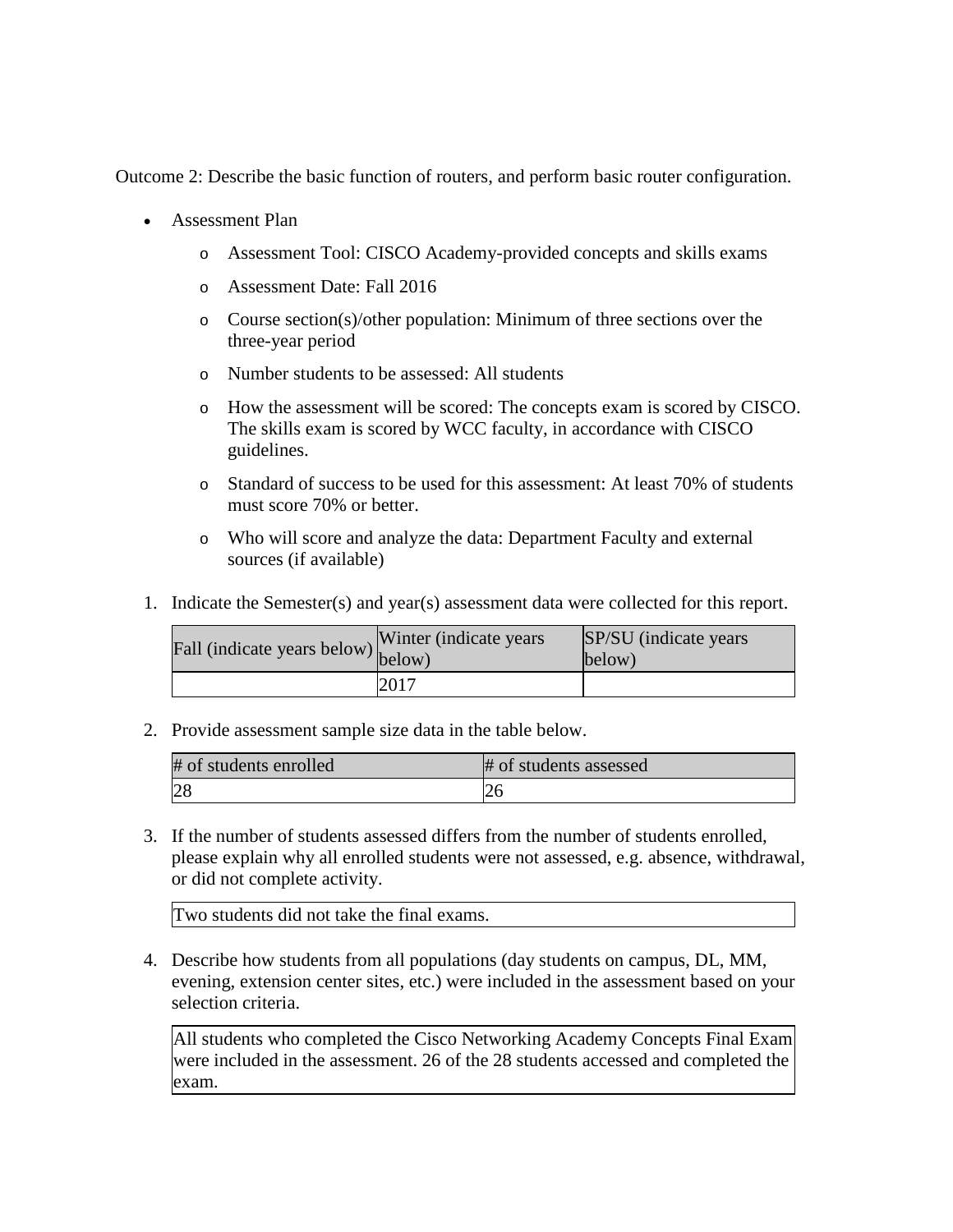Outcome 2: Describe the basic function of routers, and perform basic router configuration.

- Assessment Plan
  - Assessment Tool: CISCO Academy-provided concepts and skills exams
  - Assessment Date: Fall 2016
  - Course section(s)/other population: Minimum of three sections over the three-year period
  - Number students to be assessed: All students
  - How the assessment will be scored: The concepts exam is scored by CISCO. The skills exam is scored by WCC faculty, in accordance with CISCO guidelines.
  - Standard of success to be used for this assessment: At least 70% of students must score 70% or better.
  - Who will score and analyze the data: Department Faculty and external sources (if available)

1. Indicate the Semester(s) and year(s) assessment data were collected for this report.

| Fall (indicate years below) | Winter (indicate years below) | SP/SU (indicate years below) |
|---|---|---|
| | 2017 | |

2. Provide assessment sample size data in the table below.

| # of students enrolled | # of students assessed |
|---|---|
| 28 | 26 |

3. If the number of students assessed differs from the number of students enrolled, please explain why all enrolled students were not assessed, e.g. absence, withdrawal, or did not complete activity.

| Two students did not take the final exams. |
|---|

4. Describe how students from all populations (day students on campus, DL, MM, evening, extension center sites, etc.) were included in the assessment based on your selection criteria.

| All students who completed the Cisco Networking Academy Concepts Final Exam were included in the assessment. 26 of the 28 students accessed and completed the exam. |
|---|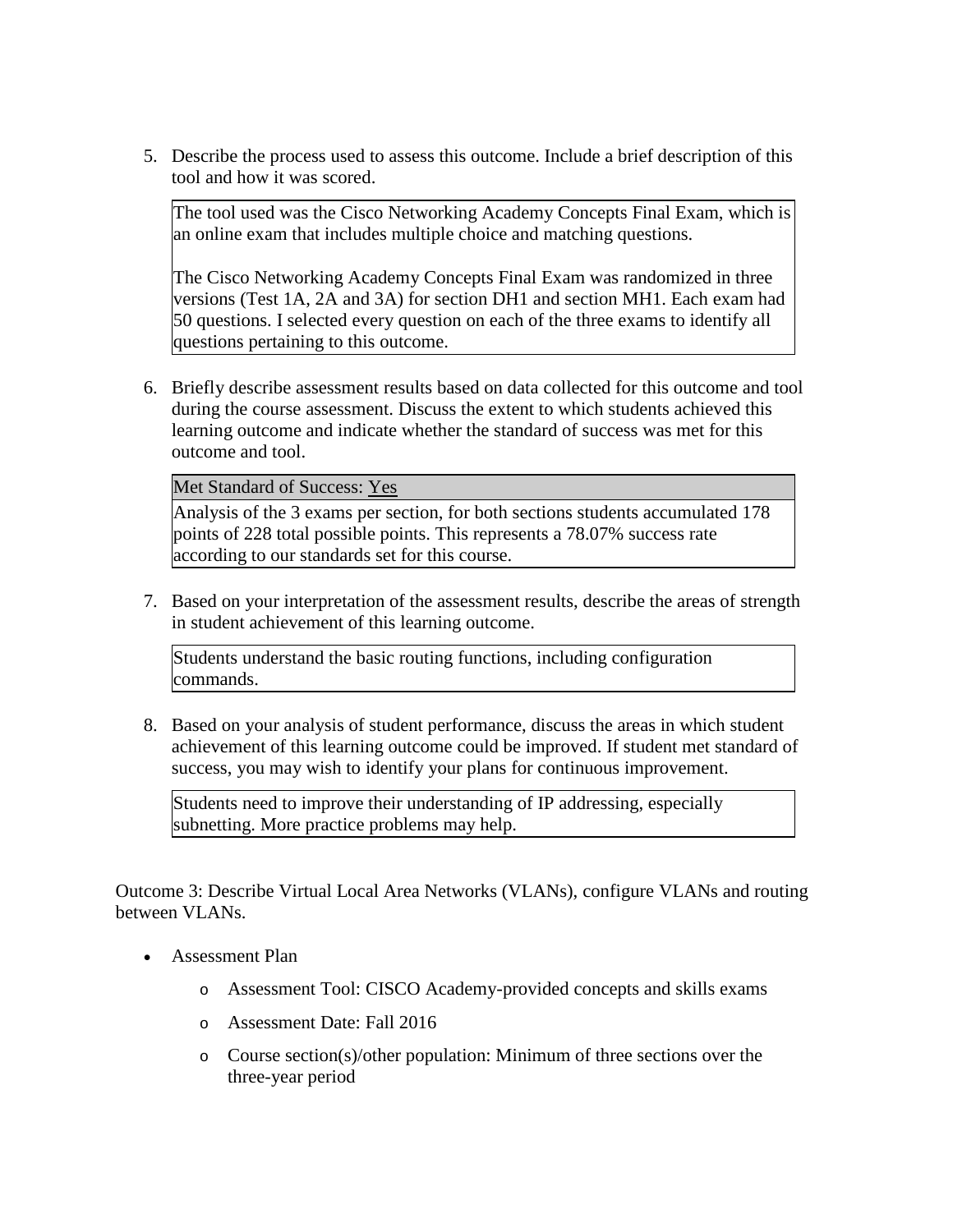5. Describe the process used to assess this outcome. Include a brief description of this tool and how it was scored.

   The tool used was the Cisco Networking Academy Concepts Final Exam, which is an online exam that includes multiple choice and matching questions.

   The Cisco Networking Academy Concepts Final Exam was randomized in three versions (Test 1A, 2A and 3A) for section DH1 and section MH1. Each exam had 50 questions. I selected every question on each of the three exams to identify all questions pertaining to this outcome.

6. Briefly describe assessment results based on data collected for this outcome and tool during the course assessment. Discuss the extent to which students achieved this learning outcome and indicate whether the standard of success was met for this outcome and tool.

   Met Standard of Success: Yes

   Analysis of the 3 exams per section, for both sections students accumulated 178 points of 228 total possible points. This represents a 78.07% success rate according to our standards set for this course.

7. Based on your interpretation of the assessment results, describe the areas of strength in student achievement of this learning outcome.

   Students understand the basic routing functions, including configuration commands.

8. Based on your analysis of student performance, discuss the areas in which student achievement of this learning outcome could be improved. If student met standard of success, you may wish to identify your plans for continuous improvement.

   Students need to improve their understanding of IP addressing, especially subnetting. More practice problems may help.

Outcome 3: Describe Virtual Local Area Networks (VLANs), configure VLANs and routing between VLANs.

- Assessment Plan
  - Assessment Tool: CISCO Academy-provided concepts and skills exams
  - Assessment Date: Fall 2016
  - Course section(s)/other population: Minimum of three sections over the three-year period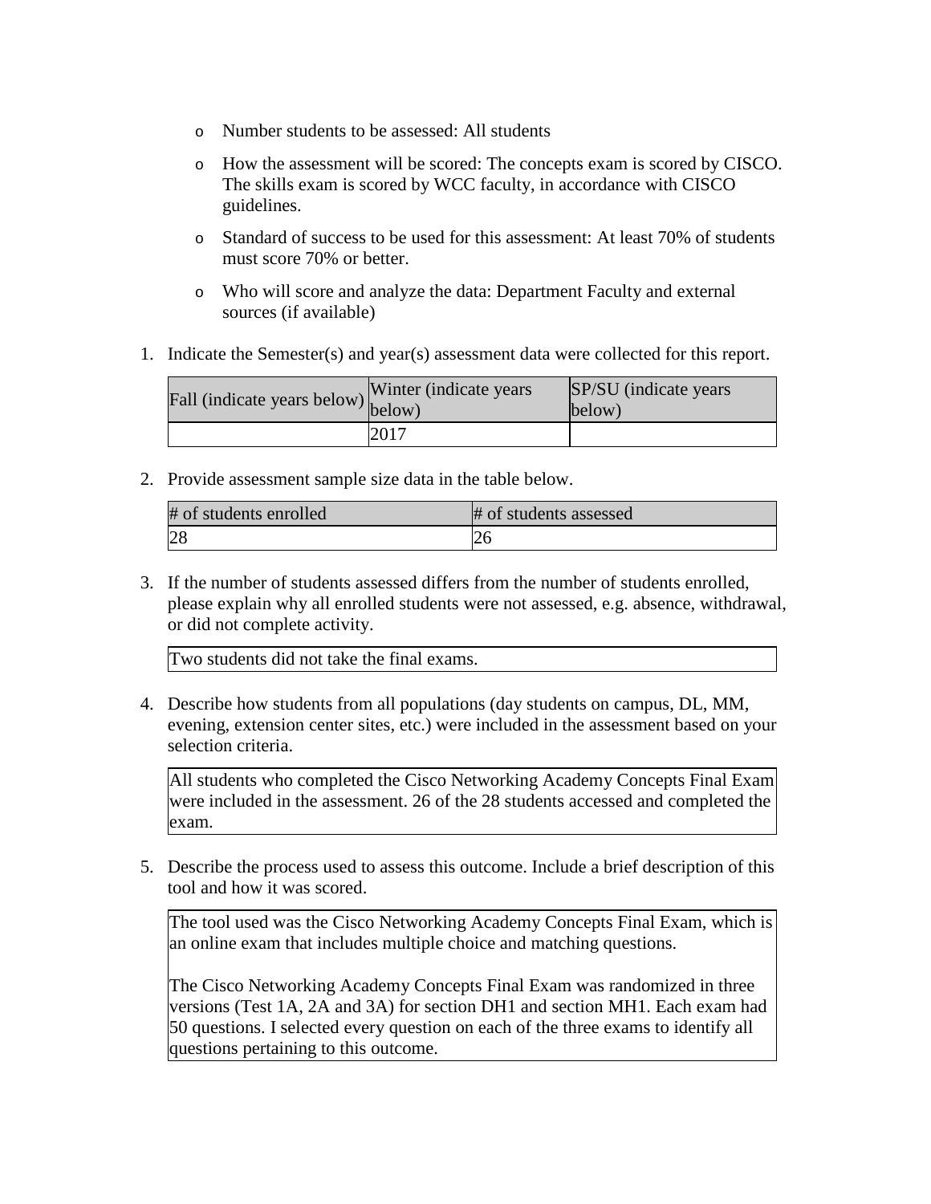- Number students to be assessed: All students
- How the assessment will be scored: The concepts exam is scored by CISCO. The skills exam is scored by WCC faculty, in accordance with CISCO guidelines.
- Standard of success to be used for this assessment: At least 70% of students must score 70% or better.
- Who will score and analyze the data: Department Faculty and external sources (if available)

1. Indicate the Semester(s) and year(s) assessment data were collected for this report.

| Fall (indicate years below) | Winter (indicate years below) | SP/SU (indicate years below) |
|---|---|---|
| | 2017 | |

2. Provide assessment sample size data in the table below.

| # of students enrolled | # of students assessed |
|---|---|
| 28 | 26 |

3. If the number of students assessed differs from the number of students enrolled, please explain why all enrolled students were not assessed, e.g. absence, withdrawal, or did not complete activity.

Two students did not take the final exams.

4. Describe how students from all populations (day students on campus, DL, MM, evening, extension center sites, etc.) were included in the assessment based on your selection criteria.

All students who completed the Cisco Networking Academy Concepts Final Exam were included in the assessment. 26 of the 28 students accessed and completed the exam.

5. Describe the process used to assess this outcome. Include a brief description of this tool and how it was scored.

The tool used was the Cisco Networking Academy Concepts Final Exam, which is an online exam that includes multiple choice and matching questions.

The Cisco Networking Academy Concepts Final Exam was randomized in three versions (Test 1A, 2A and 3A) for section DH1 and section MH1. Each exam had 50 questions. I selected every question on each of the three exams to identify all questions pertaining to this outcome.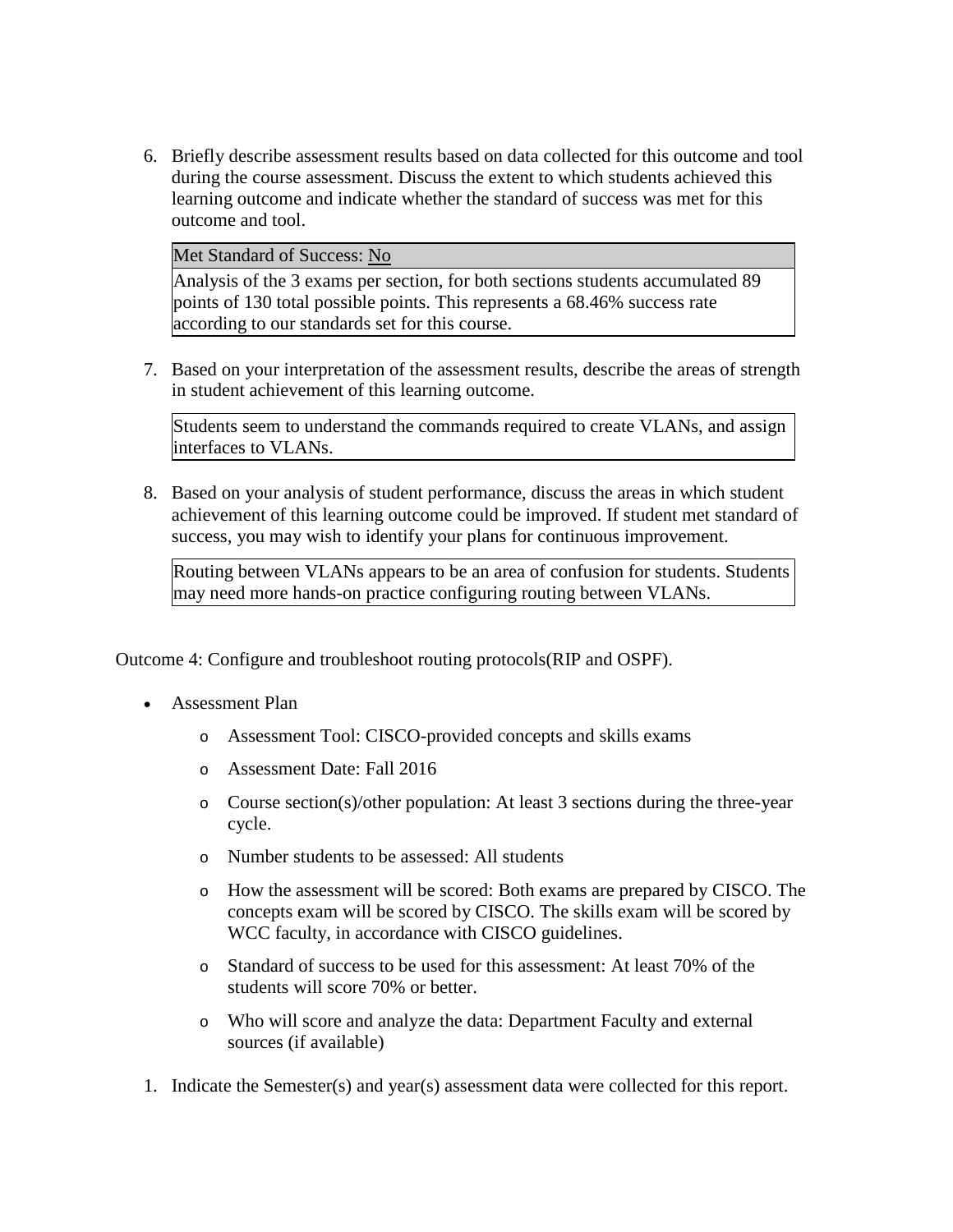6. Briefly describe assessment results based on data collected for this outcome and tool during the course assessment. Discuss the extent to which students achieved this learning outcome and indicate whether the standard of success was met for this outcome and tool.

| Met Standard of Success: No |
|---|
| Analysis of the 3 exams per section, for both sections students accumulated 89 points of 130 total possible points. This represents a 68.46% success rate according to our standards set for this course. |

7. Based on your interpretation of the assessment results, describe the areas of strength in student achievement of this learning outcome.

| Students seem to understand the commands required to create VLANs, and assign interfaces to VLANs. |
|---|

8. Based on your analysis of student performance, discuss the areas in which student achievement of this learning outcome could be improved. If student met standard of success, you may wish to identify your plans for continuous improvement.

| Routing between VLANs appears to be an area of confusion for students. Students may need more hands-on practice configuring routing between VLANs. |
|---|

Outcome 4: Configure and troubleshoot routing protocols(RIP and OSPF).

- Assessment Plan
  - Assessment Tool: CISCO-provided concepts and skills exams
  - Assessment Date: Fall 2016
  - Course section(s)/other population: At least 3 sections during the three-year cycle.
  - Number students to be assessed: All students
  - How the assessment will be scored: Both exams are prepared by CISCO. The concepts exam will be scored by CISCO. The skills exam will be scored by WCC faculty, in accordance with CISCO guidelines.
  - Standard of success to be used for this assessment: At least 70% of the students will score 70% or better.
  - Who will score and analyze the data: Department Faculty and external sources (if available)

1. Indicate the Semester(s) and year(s) assessment data were collected for this report.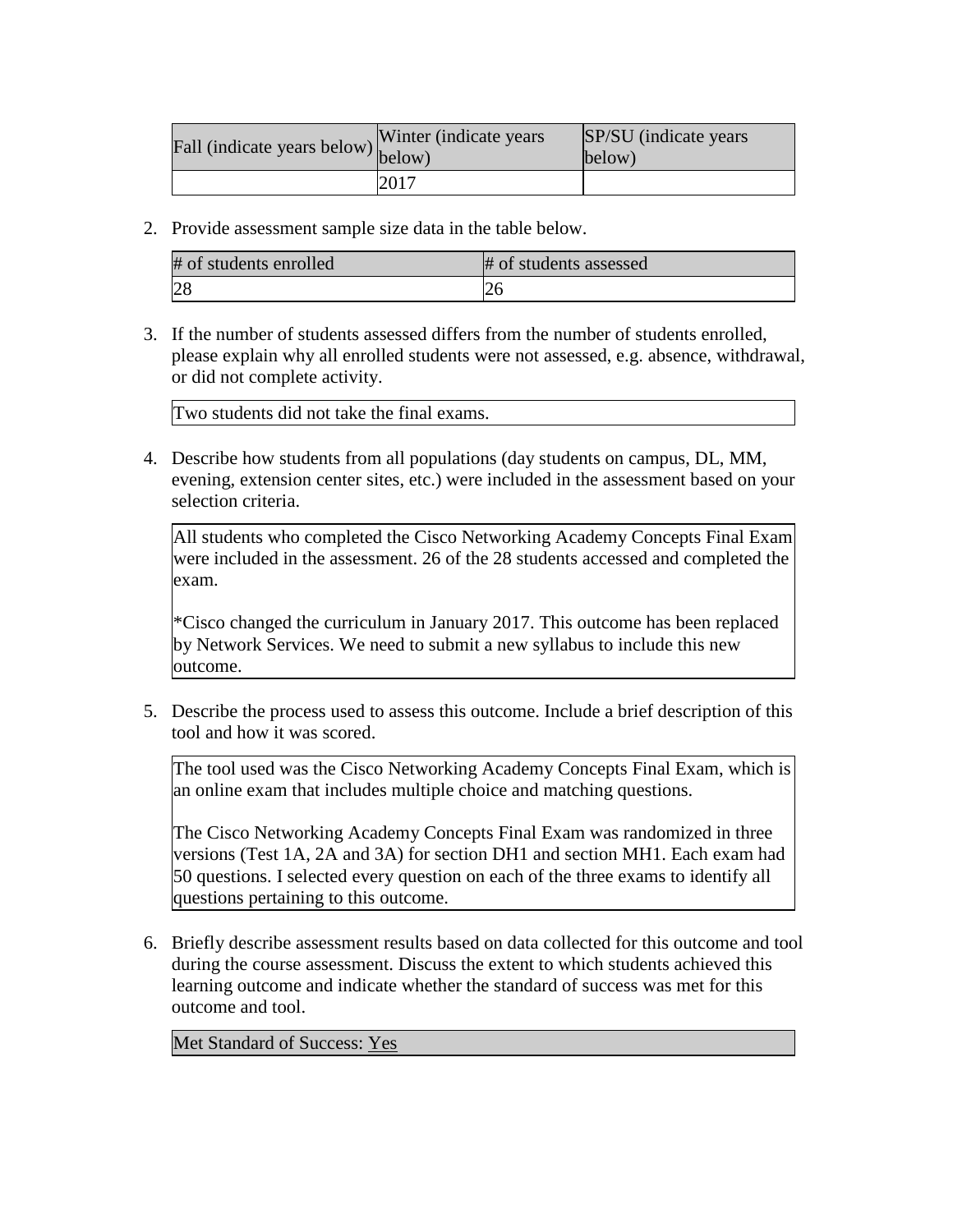| Fall (indicate years below) | Winter (indicate years below) | SP/SU (indicate years below) |
|---|---|---|
| | 2017 | |

2. Provide assessment sample size data in the table below.

| # of students enrolled | # of students assessed |
|---|---|
| 28 | 26 |

3. If the number of students assessed differs from the number of students enrolled, please explain why all enrolled students were not assessed, e.g. absence, withdrawal, or did not complete activity.

| Two students did not take the final exams. |
|---|

4. Describe how students from all populations (day students on campus, DL, MM, evening, extension center sites, etc.) were included in the assessment based on your selection criteria.

| All students who completed the Cisco Networking Academy Concepts Final Exam were included in the assessment. 26 of the 28 students accessed and completed the exam.<br><br>*Cisco changed the curriculum in January 2017. This outcome has been replaced by Network Services. We need to submit a new syllabus to include this new outcome. |
|---|

5. Describe the process used to assess this outcome. Include a brief description of this tool and how it was scored.

| The tool used was the Cisco Networking Academy Concepts Final Exam, which is an online exam that includes multiple choice and matching questions.<br><br>The Cisco Networking Academy Concepts Final Exam was randomized in three versions (Test 1A, 2A and 3A) for section DH1 and section MH1. Each exam had 50 questions. I selected every question on each of the three exams to identify all questions pertaining to this outcome. |
|---|

6. Briefly describe assessment results based on data collected for this outcome and tool during the course assessment. Discuss the extent to which students achieved this learning outcome and indicate whether the standard of success was met for this outcome and tool.

| Met Standard of Success: Yes |
|---|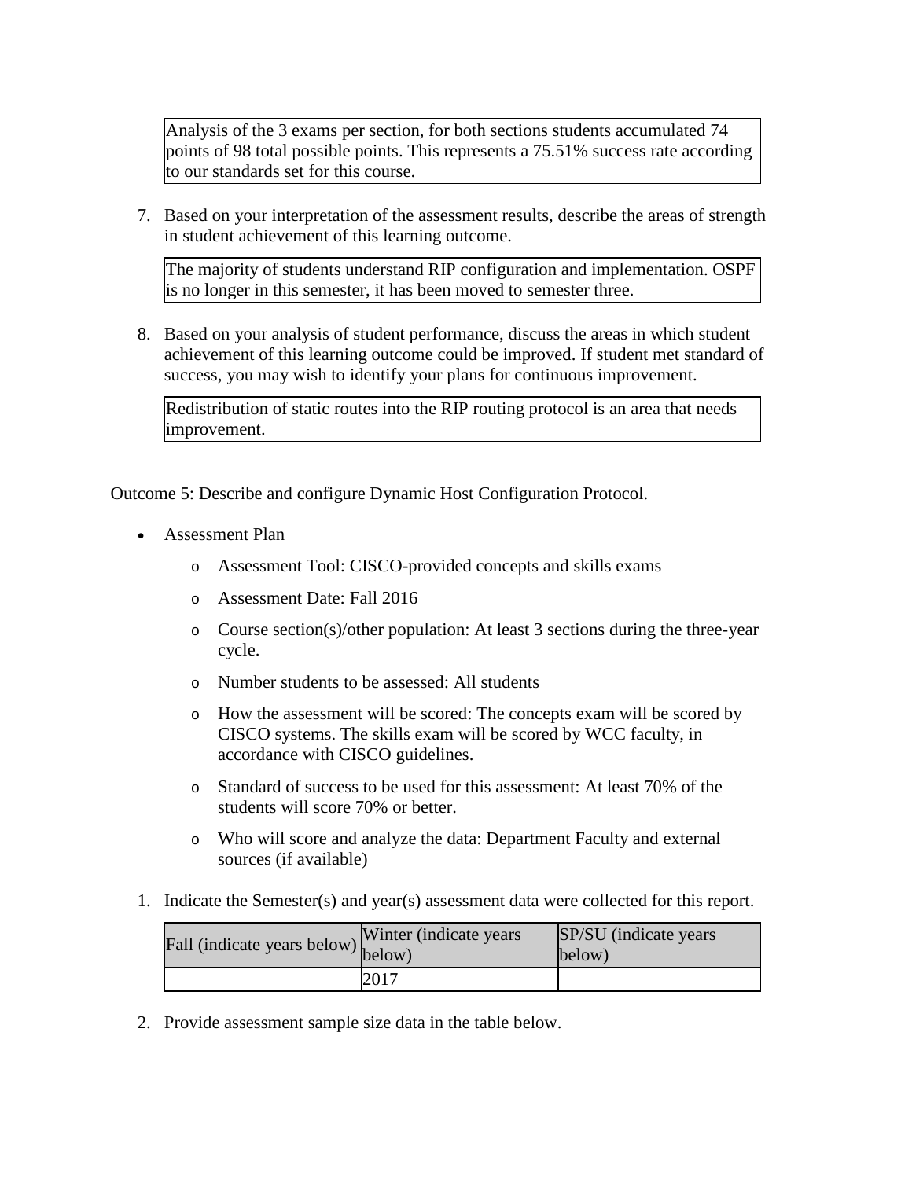Analysis of the 3 exams per section, for both sections students accumulated 74 points of 98 total possible points. This represents a 75.51% success rate according to our standards set for this course.

7. Based on your interpretation of the assessment results, describe the areas of strength in student achievement of this learning outcome.

The majority of students understand RIP configuration and implementation. OSPF is no longer in this semester, it has been moved to semester three.

8. Based on your analysis of student performance, discuss the areas in which student achievement of this learning outcome could be improved. If student met standard of success, you may wish to identify your plans for continuous improvement.

Redistribution of static routes into the RIP routing protocol is an area that needs improvement.

Outcome 5: Describe and configure Dynamic Host Configuration Protocol.

- Assessment Plan
    - Assessment Tool: CISCO-provided concepts and skills exams
    - Assessment Date: Fall 2016
    - Course section(s)/other population: At least 3 sections during the three-year cycle.
    - Number students to be assessed: All students
    - How the assessment will be scored: The concepts exam will be scored by CISCO systems. The skills exam will be scored by WCC faculty, in accordance with CISCO guidelines.
    - Standard of success to be used for this assessment: At least 70% of the students will score 70% or better.
    - Who will score and analyze the data: Department Faculty and external sources (if available)

1. Indicate the Semester(s) and year(s) assessment data were collected for this report.

| Fall (indicate years below) | Winter (indicate years below) | SP/SU (indicate years below) |
|---|---|---|
| | 2017 | |

2. Provide assessment sample size data in the table below.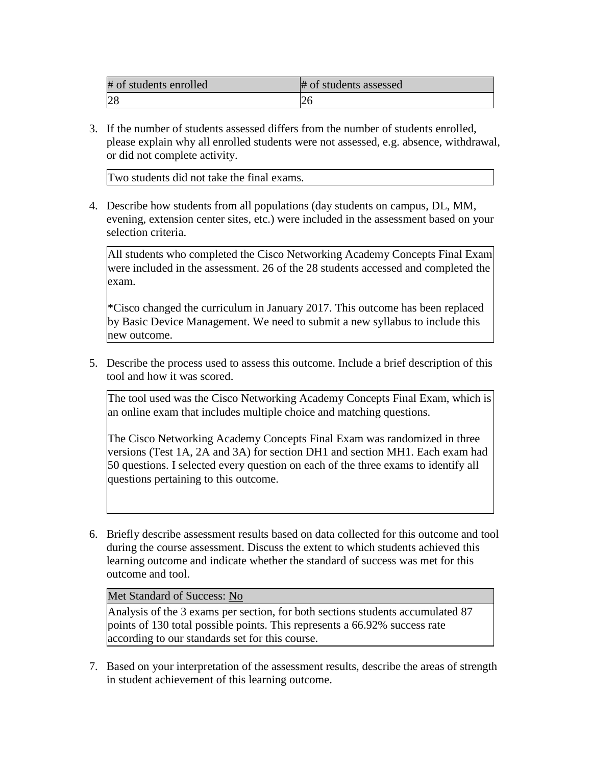| # of students enrolled | # of students assessed |
| --- | --- |
| 28 | 26 |

3. If the number of students assessed differs from the number of students enrolled, please explain why all enrolled students were not assessed, e.g. absence, withdrawal, or did not complete activity.

| Two students did not take the final exams. |
| --- |

4. Describe how students from all populations (day students on campus, DL, MM, evening, extension center sites, etc.) were included in the assessment based on your selection criteria.

| All students who completed the Cisco Networking Academy Concepts Final Exam were included in the assessment. 26 of the 28 students accessed and completed the exam. <br><br> *Cisco changed the curriculum in January 2017. This outcome has been replaced by Basic Device Management. We need to submit a new syllabus to include this new outcome. |
| --- |

5. Describe the process used to assess this outcome. Include a brief description of this tool and how it was scored.

| The tool used was the Cisco Networking Academy Concepts Final Exam, which is an online exam that includes multiple choice and matching questions. <br><br> The Cisco Networking Academy Concepts Final Exam was randomized in three versions (Test 1A, 2A and 3A) for section DH1 and section MH1. Each exam had 50 questions. I selected every question on each of the three exams to identify all questions pertaining to this outcome. |
| --- |

6. Briefly describe assessment results based on data collected for this outcome and tool during the course assessment. Discuss the extent to which students achieved this learning outcome and indicate whether the standard of success was met for this outcome and tool.

| Met Standard of Success: No |
| --- |
| Analysis of the 3 exams per section, for both sections students accumulated 87 points of 130 total possible points. This represents a 66.92% success rate according to our standards set for this course. |

7. Based on your interpretation of the assessment results, describe the areas of strength in student achievement of this learning outcome.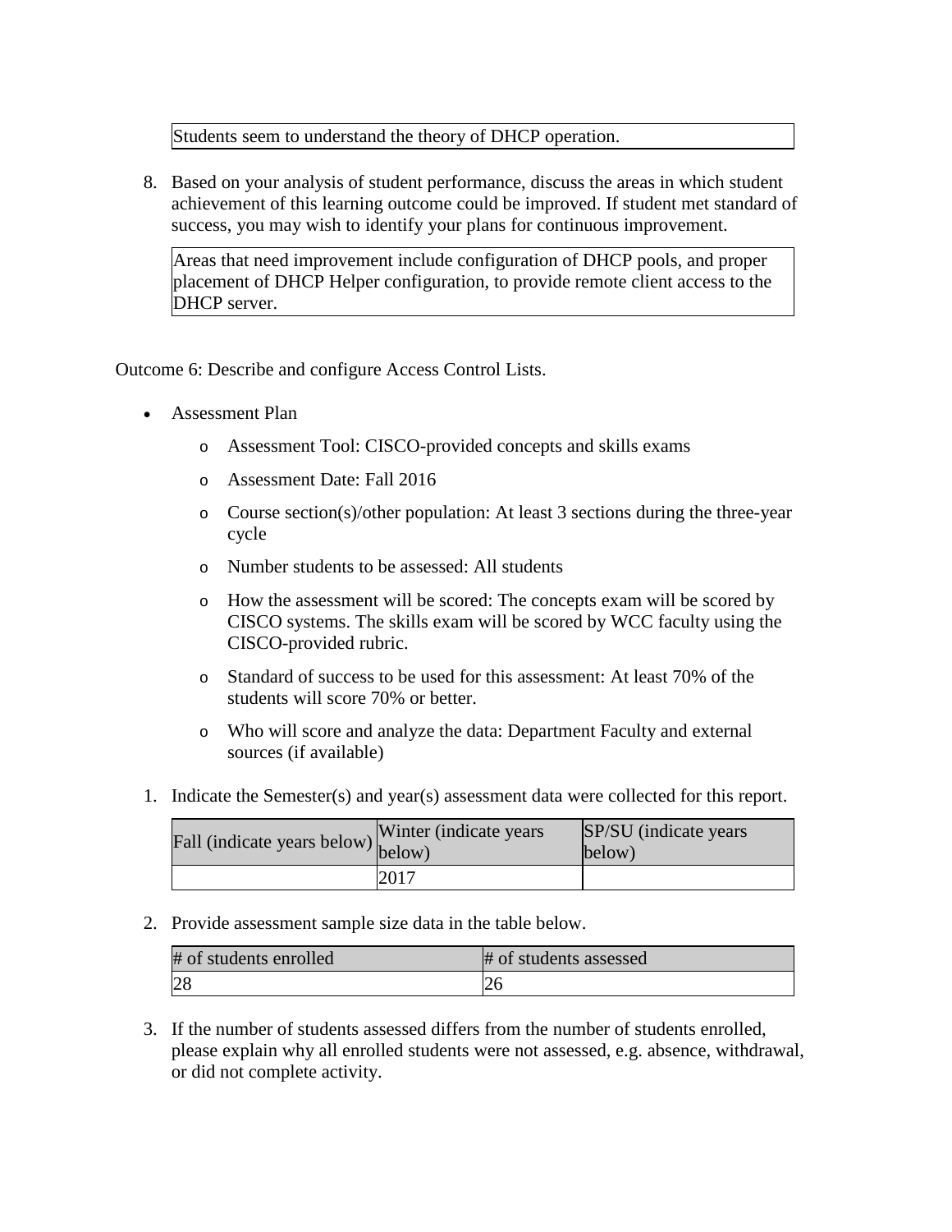Students seem to understand the theory of DHCP operation.

8. Based on your analysis of student performance, discuss the areas in which student achievement of this learning outcome could be improved. If student met standard of success, you may wish to identify your plans for continuous improvement.

Areas that need improvement include configuration of DHCP pools, and proper placement of DHCP Helper configuration, to provide remote client access to the DHCP server.

Outcome 6: Describe and configure Access Control Lists.

- Assessment Plan
  - Assessment Tool: CISCO-provided concepts and skills exams
  - Assessment Date: Fall 2016
  - Course section(s)/other population: At least 3 sections during the three-year cycle
  - Number students to be assessed: All students
  - How the assessment will be scored: The concepts exam will be scored by CISCO systems. The skills exam will be scored by WCC faculty using the CISCO-provided rubric.
  - Standard of success to be used for this assessment: At least 70% of the students will score 70% or better.
  - Who will score and analyze the data: Department Faculty and external sources (if available)

1. Indicate the Semester(s) and year(s) assessment data were collected for this report.

| Fall (indicate years below) | Winter (indicate years below) | SP/SU (indicate years below) |
|---|---|---|
| | 2017 | |

2. Provide assessment sample size data in the table below.

| # of students enrolled | # of students assessed |
|---|---|
| 28 | 26 |

3. If the number of students assessed differs from the number of students enrolled, please explain why all enrolled students were not assessed, e.g. absence, withdrawal, or did not complete activity.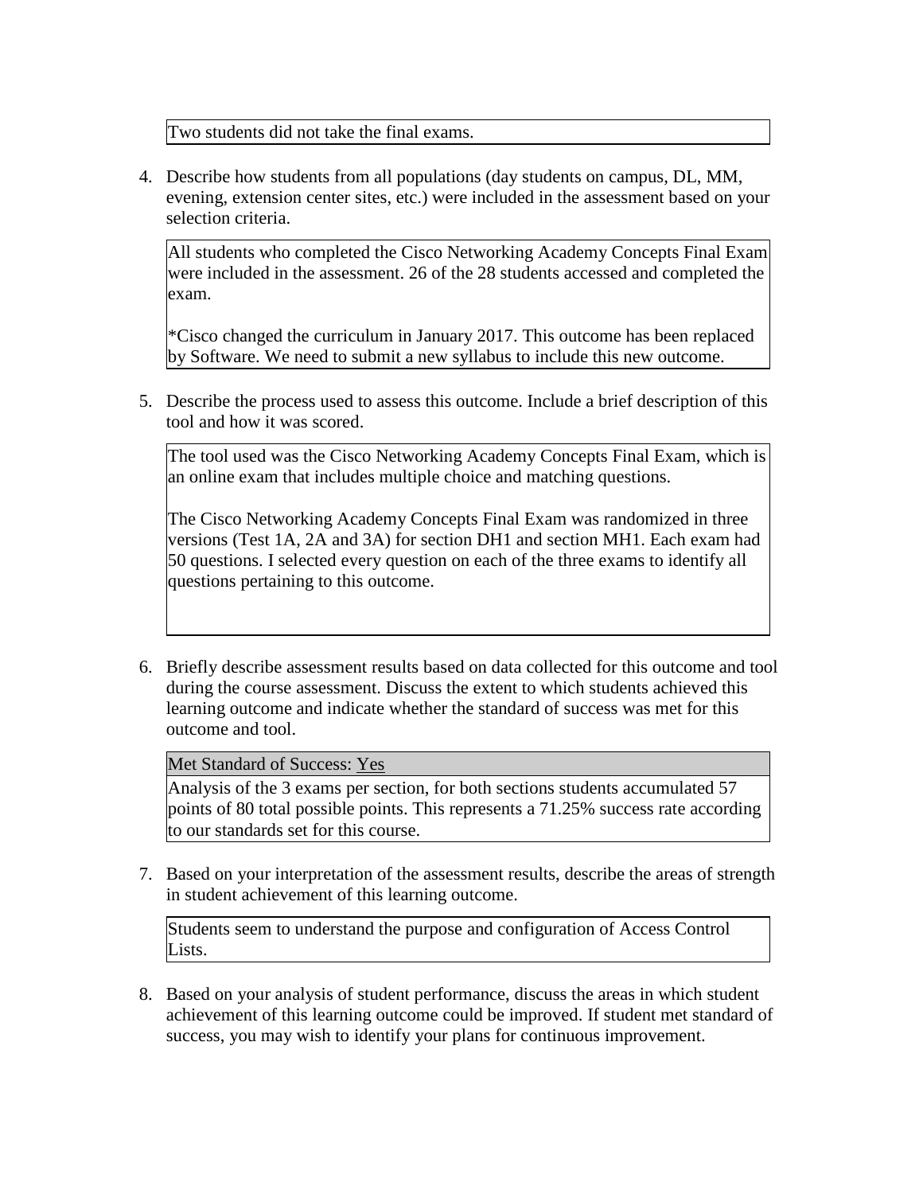Two students did not take the final exams.

4. Describe how students from all populations (day students on campus, DL, MM, evening, extension center sites, etc.) were included in the assessment based on your selection criteria.

All students who completed the Cisco Networking Academy Concepts Final Exam were included in the assessment. 26 of the 28 students accessed and completed the exam.

*Cisco changed the curriculum in January 2017. This outcome has been replaced by Software. We need to submit a new syllabus to include this new outcome.

5. Describe the process used to assess this outcome. Include a brief description of this tool and how it was scored.

The tool used was the Cisco Networking Academy Concepts Final Exam, which is an online exam that includes multiple choice and matching questions.

The Cisco Networking Academy Concepts Final Exam was randomized in three versions (Test 1A, 2A and 3A) for section DH1 and section MH1. Each exam had 50 questions. I selected every question on each of the three exams to identify all questions pertaining to this outcome.

6. Briefly describe assessment results based on data collected for this outcome and tool during the course assessment. Discuss the extent to which students achieved this learning outcome and indicate whether the standard of success was met for this outcome and tool.

Met Standard of Success: Yes

Analysis of the 3 exams per section, for both sections students accumulated 57 points of 80 total possible points. This represents a 71.25% success rate according to our standards set for this course.

7. Based on your interpretation of the assessment results, describe the areas of strength in student achievement of this learning outcome.

Students seem to understand the purpose and configuration of Access Control Lists.

8. Based on your analysis of student performance, discuss the areas in which student achievement of this learning outcome could be improved. If student met standard of success, you may wish to identify your plans for continuous improvement.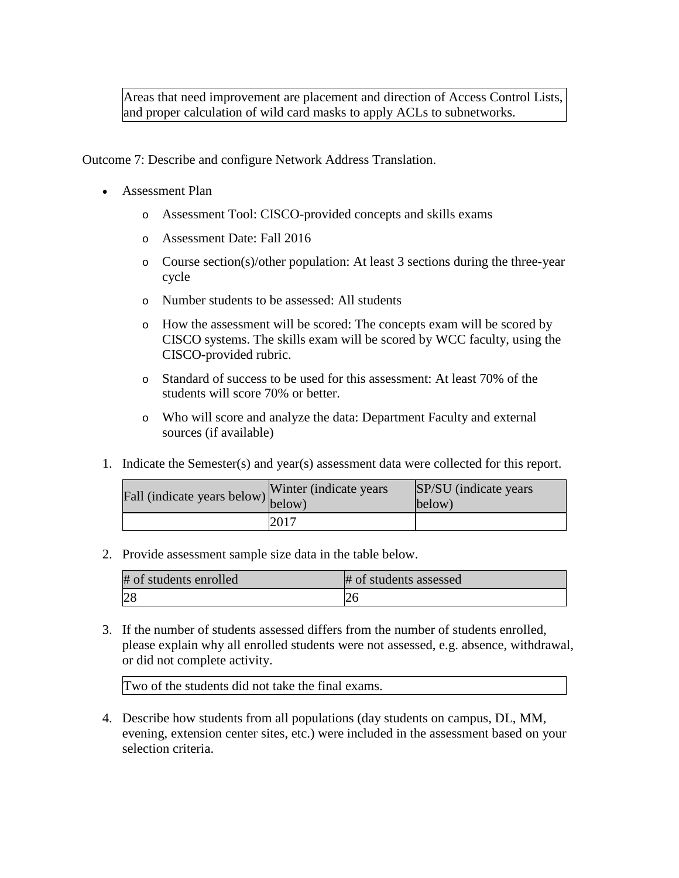| Areas that need improvement are placement and direction of Access Control Lists, and proper calculation of wild card masks to apply ACLs to subnetworks. |
|---|

Outcome 7: Describe and configure Network Address Translation.

- Assessment Plan
  - Assessment Tool: CISCO-provided concepts and skills exams
  - Assessment Date: Fall 2016
  - Course section(s)/other population: At least 3 sections during the three-year cycle
  - Number students to be assessed: All students
  - How the assessment will be scored: The concepts exam will be scored by CISCO systems. The skills exam will be scored by WCC faculty, using the CISCO-provided rubric.
  - Standard of success to be used for this assessment: At least 70% of the students will score 70% or better.
  - Who will score and analyze the data: Department Faculty and external sources (if available)

1. Indicate the Semester(s) and year(s) assessment data were collected for this report.

| Fall (indicate years below) | Winter (indicate years below) | SP/SU (indicate years below) |
|---|---|---|
| | 2017 | |

2. Provide assessment sample size data in the table below.

| # of students enrolled | # of students assessed |
|---|---|
| 28 | 26 |

3. If the number of students assessed differs from the number of students enrolled, please explain why all enrolled students were not assessed, e.g. absence, withdrawal, or did not complete activity.

| Two of the students did not take the final exams. |
|---|

4. Describe how students from all populations (day students on campus, DL, MM, evening, extension center sites, etc.) were included in the assessment based on your selection criteria.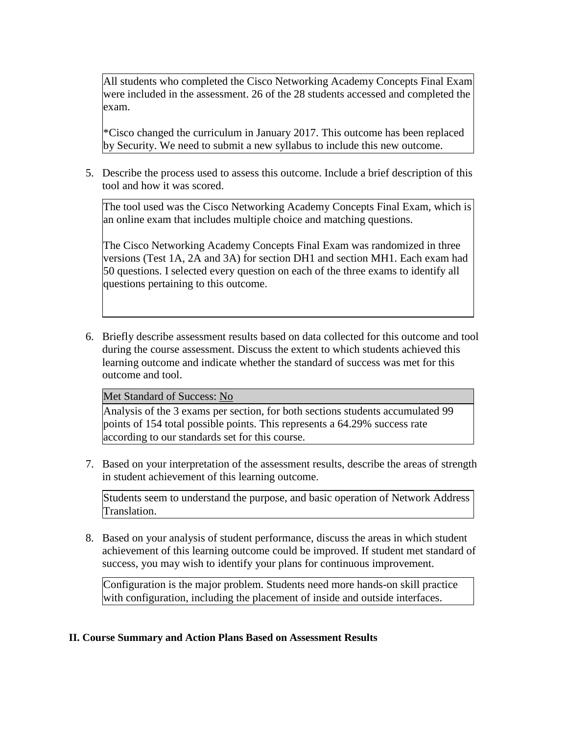All students who completed the Cisco Networking Academy Concepts Final Exam were included in the assessment. 26 of the 28 students accessed and completed the exam.

*Cisco changed the curriculum in January 2017. This outcome has been replaced by Security. We need to submit a new syllabus to include this new outcome.

5. Describe the process used to assess this outcome. Include a brief description of this tool and how it was scored.

The tool used was the Cisco Networking Academy Concepts Final Exam, which is an online exam that includes multiple choice and matching questions.

The Cisco Networking Academy Concepts Final Exam was randomized in three versions (Test 1A, 2A and 3A) for section DH1 and section MH1. Each exam had 50 questions. I selected every question on each of the three exams to identify all questions pertaining to this outcome.

6. Briefly describe assessment results based on data collected for this outcome and tool during the course assessment. Discuss the extent to which students achieved this learning outcome and indicate whether the standard of success was met for this outcome and tool.

Met Standard of Success: No

Analysis of the 3 exams per section, for both sections students accumulated 99 points of 154 total possible points. This represents a 64.29% success rate according to our standards set for this course.

7. Based on your interpretation of the assessment results, describe the areas of strength in student achievement of this learning outcome.

Students seem to understand the purpose, and basic operation of Network Address Translation.

8. Based on your analysis of student performance, discuss the areas in which student achievement of this learning outcome could be improved. If student met standard of success, you may wish to identify your plans for continuous improvement.

Configuration is the major problem. Students need more hands-on skill practice with configuration, including the placement of inside and outside interfaces.

## II. Course Summary and Action Plans Based on Assessment Results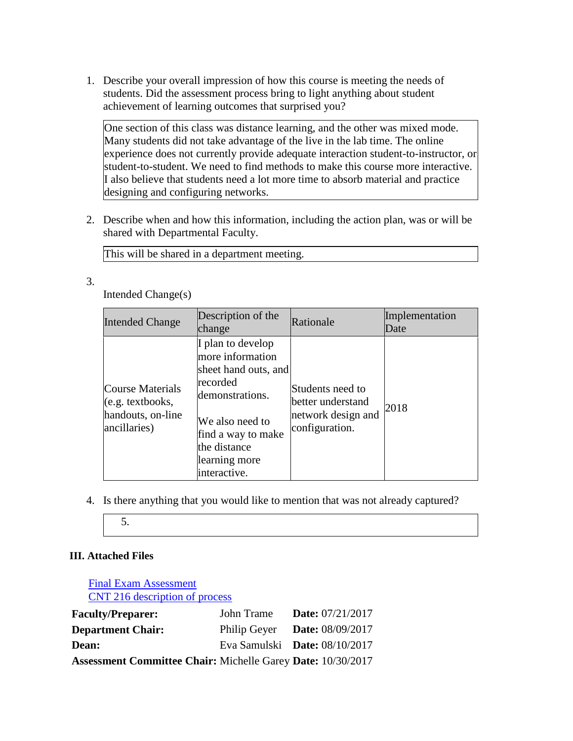1. Describe your overall impression of how this course is meeting the needs of students. Did the assessment process bring to light anything about student achievement of learning outcomes that surprised you?

| |
|---|
| One section of this class was distance learning, and the other was mixed mode. Many students did not take advantage of the live in the lab time. The online experience does not currently provide adequate interaction student-to-instructor, or student-to-student. We need to find methods to make this course more interactive. I also believe that students need a lot more time to absorb material and practice designing and configuring networks. |

2. Describe when and how this information, including the action plan, was or will be shared with Departmental Faculty.

| |
|---|
| This will be shared in a department meeting. |

3. Intended Change(s)

| Intended Change | Description of the change | Rationale | Implementation Date |
|---|---|---|---|
| Course Materials (e.g. textbooks, handouts, on-line ancillaries) | I plan to develop more information sheet hand outs, and recorded demonstrations.<br><br>We also need to find a way to make the distance learning more interactive. | Students need to better understand network design and configuration. | 2018 |

4. Is there anything that you would like to mention that was not already captured?

| |
|---|
| 5. |

### III. Attached Files

Final Exam Assessment
CNT 216 description of process

| | | |
|---|---|---|
| **Faculty/Preparer:** | John Trame | **Date:** 07/21/2017 |
| **Department Chair:** | Philip Geyer | **Date:** 08/09/2017 |
| **Dean:** | Eva Samulski | **Date:** 08/10/2017 |
| **Assessment Committee Chair:** | Michelle Garey | **Date:** 10/30/2017 |